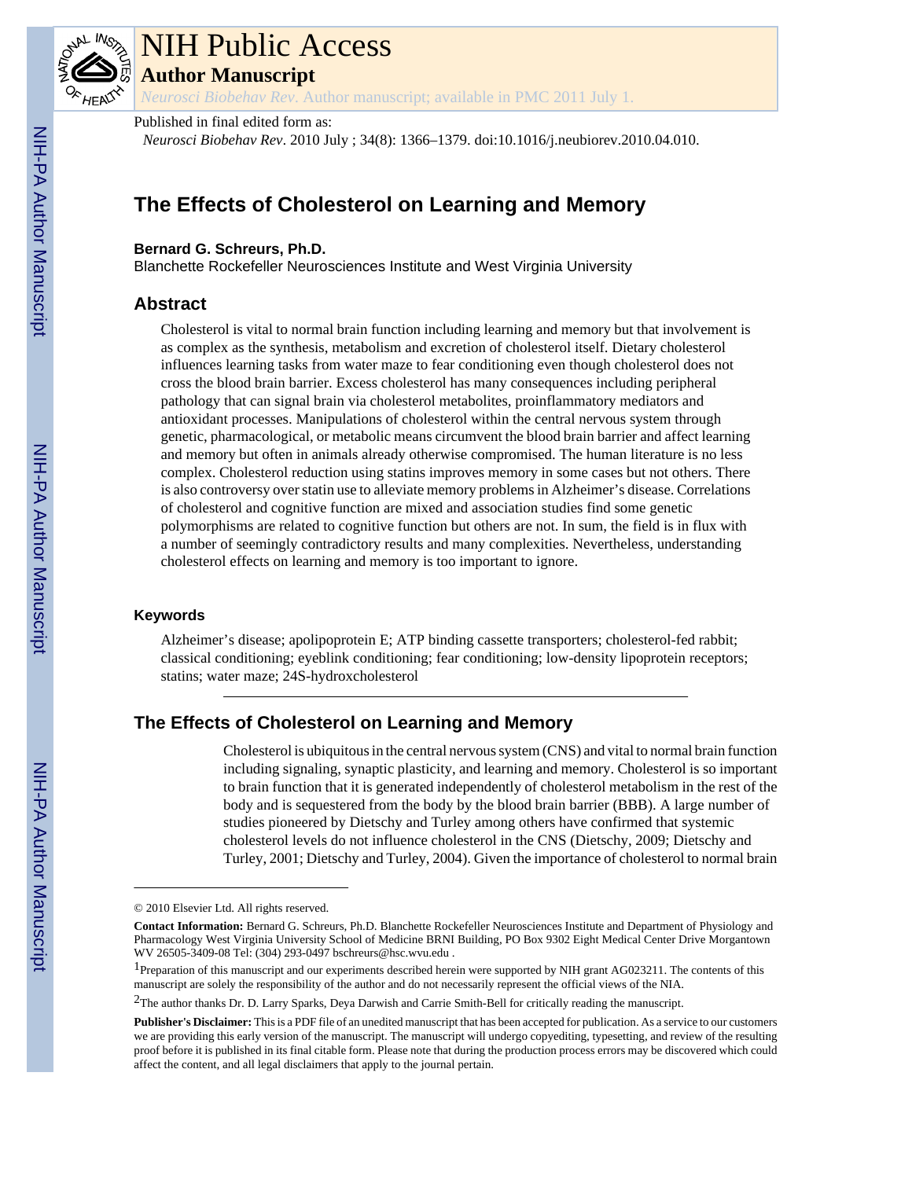# The Effects of Cholesterol on Learning and Memory

**Bernard G. Schreurs, Ph.D.**

Blanchette Rockefeller Neurosciences Institute and West Virginia University

## Abstract

Cholesterol is vital to normal brain function including learning and memory but that involvement is as complex as the synthesis, metabolism and excretion of cholesterol itself. Dietary cholesterol influences learning tasks from water maze to fear conditioning even though cholesterol does not cross the blood brain barrier. Excess cholesterol has many consequences including peripheral pathology that can signal brain via cholesterol metabolites, proinflammatory mediators and antioxidant processes. Manipulations of cholesterol within the central nervous system through genetic, pharmacological, or metabolic means circumvent the blood brain barrier and affect learning and memory but often in animals already otherwise compromised. The human literature is no less complex. Cholesterol reduction using statins improves memory in some cases but not others. There is also controversy over statin use to alleviate memory problems in Alzheimer's disease. Correlations of cholesterol and cognitive function are mixed and association studies find some genetic polymorphisms are related to cognitive function but others are not. In sum, the field is in flux with a number of seemingly contradictory results and many complexities. Nevertheless, understanding cholesterol effects on learning and memory is too important to ignore.

### Keywords

Alzheimer's disease; apolipoprotein E; ATP binding cassette transporters; cholesterol-fed rabbit; classical conditioning; eyeblink conditioning; fear conditioning; low-density lipoprotein receptors; statins; water maze; 24S-hydroxcholesterol

## The Effects of Cholesterol on Learning and Memory

Cholesterol is ubiquitous in the central nervous system (CNS) and vital to normal brain function including signaling, synaptic plasticity, and learning and memory. Cholesterol is so important to brain function that it is generated independently of cholesterol metabolism in the rest of the body and is sequestered from the body by the blood brain barrier (BBB). A large number of studies pioneered by Dietschy and Turley among others have confirmed that systemic cholesterol levels do not influence cholesterol in the CNS (Dietschy, 2009; Dietschy and Turley, 2001; Dietschy and Turley, 2004). Given the importance of cholesterol to normal brain

---

© 2010 Elsevier Ltd. All rights reserved.

**Contact Information:** Bernard G. Schreurs, Ph.D. Blanchette Rockefeller Neurosciences Institute and Department of Physiology and Pharmacology West Virginia University School of Medicine BRNI Building, PO Box 9302 Eight Medical Center Drive Morgantown WV 26505-3409-08 Tel: (304) 293-0497 bschreurs@hsc.wvu.edu .

[1]Preparation of this manuscript and our experiments described herein were supported by NIH grant AG023211. The contents of this manuscript are solely the responsibility of the author and do not necessarily represent the official views of the NIA.

[2]The author thanks Dr. D. Larry Sparks, Deya Darwish and Carrie Smith-Bell for critically reading the manuscript.

**Publisher's Disclaimer:** This is a PDF file of an unedited manuscript that has been accepted for publication. As a service to our customers we are providing this early version of the manuscript. The manuscript will undergo copyediting, typesetting, and review of the resulting proof before it is published in its final citable form. Please note that during the production process errors may be discovered which could affect the content, and all legal disclaimers that apply to the journal pertain.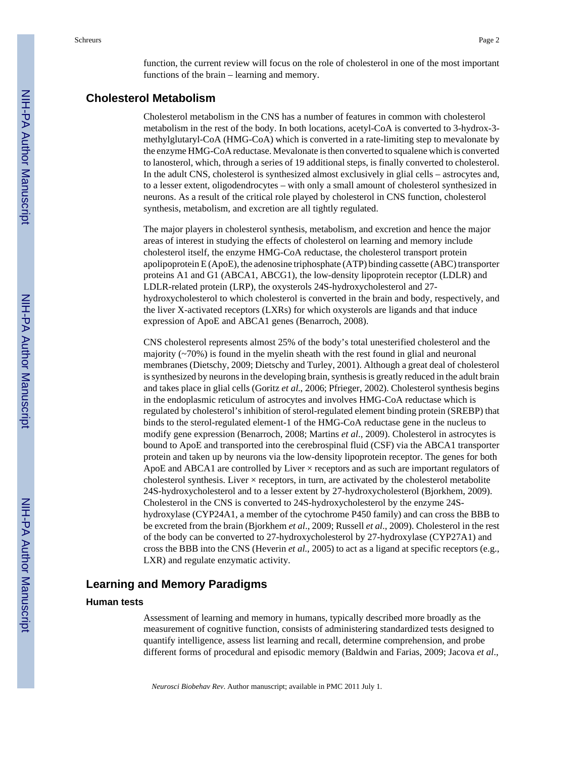function, the current review will focus on the role of cholesterol in one of the most important functions of the brain – learning and memory.

## Cholesterol Metabolism

Cholesterol metabolism in the CNS has a number of features in common with cholesterol metabolism in the rest of the body. In both locations, acetyl-CoA is converted to 3-hydrox-3-methylglutaryl-CoA (HMG-CoA) which is converted in a rate-limiting step to mevalonate by the enzyme HMG-CoA reductase. Mevalonate is then converted to squalene which is converted to lanosterol, which, through a series of 19 additional steps, is finally converted to cholesterol. In the adult CNS, cholesterol is synthesized almost exclusively in glial cells – astrocytes and, to a lesser extent, oligodendrocytes – with only a small amount of cholesterol synthesized in neurons. As a result of the critical role played by cholesterol in CNS function, cholesterol synthesis, metabolism, and excretion are all tightly regulated.

The major players in cholesterol synthesis, metabolism, and excretion and hence the major areas of interest in studying the effects of cholesterol on learning and memory include cholesterol itself, the enzyme HMG-CoA reductase, the cholesterol transport protein apolipoprotein E (ApoE), the adenosine triphosphate (ATP) binding cassette (ABC) transporter proteins A1 and G1 (ABCA1, ABCG1), the low-density lipoprotein receptor (LDLR) and LDLR-related protein (LRP), the oxysterols 24S-hydroxycholesterol and 27-hydroxycholesterol to which cholesterol is converted in the brain and body, respectively, and the liver X-activated receptors (LXRs) for which oxysterols are ligands and that induce expression of ApoE and ABCA1 genes (Benarroch, 2008).

CNS cholesterol represents almost 25% of the body's total unesterified cholesterol and the majority (~70%) is found in the myelin sheath with the rest found in glial and neuronal membranes (Dietschy, 2009; Dietschy and Turley, 2001). Although a great deal of cholesterol is synthesized by neurons in the developing brain, synthesis is greatly reduced in the adult brain and takes place in glial cells (Goritz *et al*., 2006; Pfrieger, 2002). Cholesterol synthesis begins in the endoplasmic reticulum of astrocytes and involves HMG-CoA reductase which is regulated by cholesterol's inhibition of sterol-regulated element binding protein (SREBP) that binds to the sterol-regulated element-1 of the HMG-CoA reductase gene in the nucleus to modify gene expression (Benarroch, 2008; Martins *et al*., 2009). Cholesterol in astrocytes is bound to ApoE and transported into the cerebrospinal fluid (CSF) via the ABCA1 transporter protein and taken up by neurons via the low-density lipoprotein receptor. The genes for both ApoE and ABCA1 are controlled by Liver × receptors and as such are important regulators of cholesterol synthesis. Liver × receptors, in turn, are activated by the cholesterol metabolite 24S-hydroxycholesterol and to a lesser extent by 27-hydroxycholesterol (Bjorkhem, 2009). Cholesterol in the CNS is converted to 24S-hydroxycholesterol by the enzyme 24S-hydroxylase (CYP24A1, a member of the cytochrome P450 family) and can cross the BBB to be excreted from the brain (Bjorkhem *et al*., 2009; Russell *et al*., 2009). Cholesterol in the rest of the body can be converted to 27-hydroxycholesterol by 27-hydroxylase (CYP27A1) and cross the BBB into the CNS (Heverin *et al.*, 2005) to act as a ligand at specific receptors (e.g., LXR) and regulate enzymatic activity.

## Learning and Memory Paradigms

### Human tests

Assessment of learning and memory in humans, typically described more broadly as the measurement of cognitive function, consists of administering standardized tests designed to quantify intelligence, assess list learning and recall, determine comprehension, and probe different forms of procedural and episodic memory (Baldwin and Farias, 2009; Jacova *et al*.,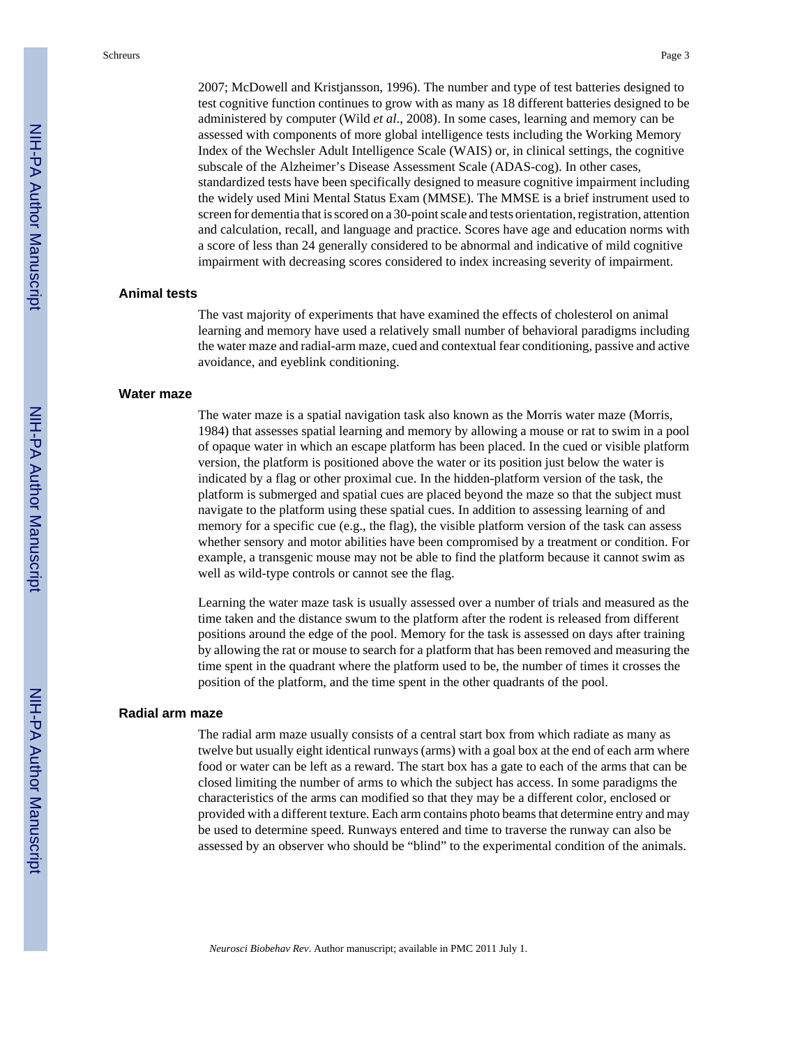2007; McDowell and Kristjansson, 1996). The number and type of test batteries designed to test cognitive function continues to grow with as many as 18 different batteries designed to be administered by computer (Wild *et al*., 2008). In some cases, learning and memory can be assessed with components of more global intelligence tests including the Working Memory Index of the Wechsler Adult Intelligence Scale (WAIS) or, in clinical settings, the cognitive subscale of the Alzheimer's Disease Assessment Scale (ADAS-cog). In other cases, standardized tests have been specifically designed to measure cognitive impairment including the widely used Mini Mental Status Exam (MMSE). The MMSE is a brief instrument used to screen for dementia that is scored on a 30-point scale and tests orientation, registration, attention and calculation, recall, and language and practice. Scores have age and education norms with a score of less than 24 generally considered to be abnormal and indicative of mild cognitive impairment with decreasing scores considered to index increasing severity of impairment.

### Animal tests

The vast majority of experiments that have examined the effects of cholesterol on animal learning and memory have used a relatively small number of behavioral paradigms including the water maze and radial-arm maze, cued and contextual fear conditioning, passive and active avoidance, and eyeblink conditioning.

### Water maze

The water maze is a spatial navigation task also known as the Morris water maze (Morris, 1984) that assesses spatial learning and memory by allowing a mouse or rat to swim in a pool of opaque water in which an escape platform has been placed. In the cued or visible platform version, the platform is positioned above the water or its position just below the water is indicated by a flag or other proximal cue. In the hidden-platform version of the task, the platform is submerged and spatial cues are placed beyond the maze so that the subject must navigate to the platform using these spatial cues. In addition to assessing learning of and memory for a specific cue (e.g., the flag), the visible platform version of the task can assess whether sensory and motor abilities have been compromised by a treatment or condition. For example, a transgenic mouse may not be able to find the platform because it cannot swim as well as wild-type controls or cannot see the flag.

Learning the water maze task is usually assessed over a number of trials and measured as the time taken and the distance swum to the platform after the rodent is released from different positions around the edge of the pool. Memory for the task is assessed on days after training by allowing the rat or mouse to search for a platform that has been removed and measuring the time spent in the quadrant where the platform used to be, the number of times it crosses the position of the platform, and the time spent in the other quadrants of the pool.

### Radial arm maze

The radial arm maze usually consists of a central start box from which radiate as many as twelve but usually eight identical runways (arms) with a goal box at the end of each arm where food or water can be left as a reward. The start box has a gate to each of the arms that can be closed limiting the number of arms to which the subject has access. In some paradigms the characteristics of the arms can modified so that they may be a different color, enclosed or provided with a different texture. Each arm contains photo beams that determine entry and may be used to determine speed. Runways entered and time to traverse the runway can also be assessed by an observer who should be "blind" to the experimental condition of the animals.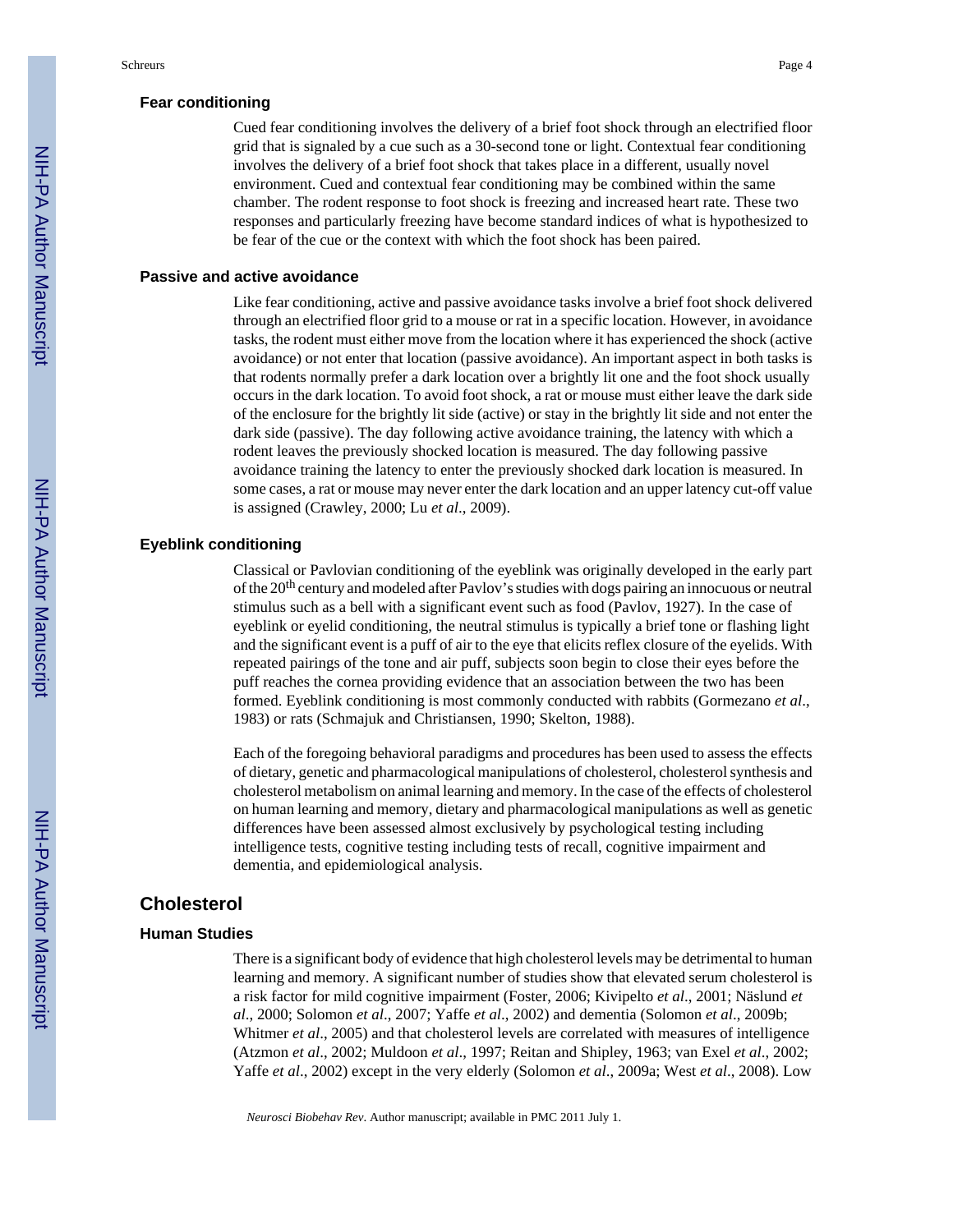### Fear conditioning

Cued fear conditioning involves the delivery of a brief foot shock through an electrified floor grid that is signaled by a cue such as a 30-second tone or light. Contextual fear conditioning involves the delivery of a brief foot shock that takes place in a different, usually novel environment. Cued and contextual fear conditioning may be combined within the same chamber. The rodent response to foot shock is freezing and increased heart rate. These two responses and particularly freezing have become standard indices of what is hypothesized to be fear of the cue or the context with which the foot shock has been paired.

### Passive and active avoidance

Like fear conditioning, active and passive avoidance tasks involve a brief foot shock delivered through an electrified floor grid to a mouse or rat in a specific location. However, in avoidance tasks, the rodent must either move from the location where it has experienced the shock (active avoidance) or not enter that location (passive avoidance). An important aspect in both tasks is that rodents normally prefer a dark location over a brightly lit one and the foot shock usually occurs in the dark location. To avoid foot shock, a rat or mouse must either leave the dark side of the enclosure for the brightly lit side (active) or stay in the brightly lit side and not enter the dark side (passive). The day following active avoidance training, the latency with which a rodent leaves the previously shocked location is measured. The day following passive avoidance training the latency to enter the previously shocked dark location is measured. In some cases, a rat or mouse may never enter the dark location and an upper latency cut-off value is assigned (Crawley, 2000; Lu *et al*., 2009).

### Eyeblink conditioning

Classical or Pavlovian conditioning of the eyeblink was originally developed in the early part of the 20th century and modeled after Pavlov's studies with dogs pairing an innocuous or neutral stimulus such as a bell with a significant event such as food (Pavlov, 1927). In the case of eyeblink or eyelid conditioning, the neutral stimulus is typically a brief tone or flashing light and the significant event is a puff of air to the eye that elicits reflex closure of the eyelids. With repeated pairings of the tone and air puff, subjects soon begin to close their eyes before the puff reaches the cornea providing evidence that an association between the two has been formed. Eyeblink conditioning is most commonly conducted with rabbits (Gormezano *et al*., 1983) or rats (Schmajuk and Christiansen, 1990; Skelton, 1988).

Each of the foregoing behavioral paradigms and procedures has been used to assess the effects of dietary, genetic and pharmacological manipulations of cholesterol, cholesterol synthesis and cholesterol metabolism on animal learning and memory. In the case of the effects of cholesterol on human learning and memory, dietary and pharmacological manipulations as well as genetic differences have been assessed almost exclusively by psychological testing including intelligence tests, cognitive testing including tests of recall, cognitive impairment and dementia, and epidemiological analysis.

## Cholesterol

### Human Studies

There is a significant body of evidence that high cholesterol levels may be detrimental to human learning and memory. A significant number of studies show that elevated serum cholesterol is a risk factor for mild cognitive impairment (Foster, 2006; Kivipelto *et al*., 2001; Näslund *et al*., 2000; Solomon *et al*., 2007; Yaffe *et al*., 2002) and dementia (Solomon *et al*., 2009b; Whitmer *et al*., 2005) and that cholesterol levels are correlated with measures of intelligence (Atzmon *et al*., 2002; Muldoon *et al*., 1997; Reitan and Shipley, 1963; van Exel *et al*., 2002; Yaffe *et al*., 2002) except in the very elderly (Solomon *et al*., 2009a; West *et al*., 2008). Low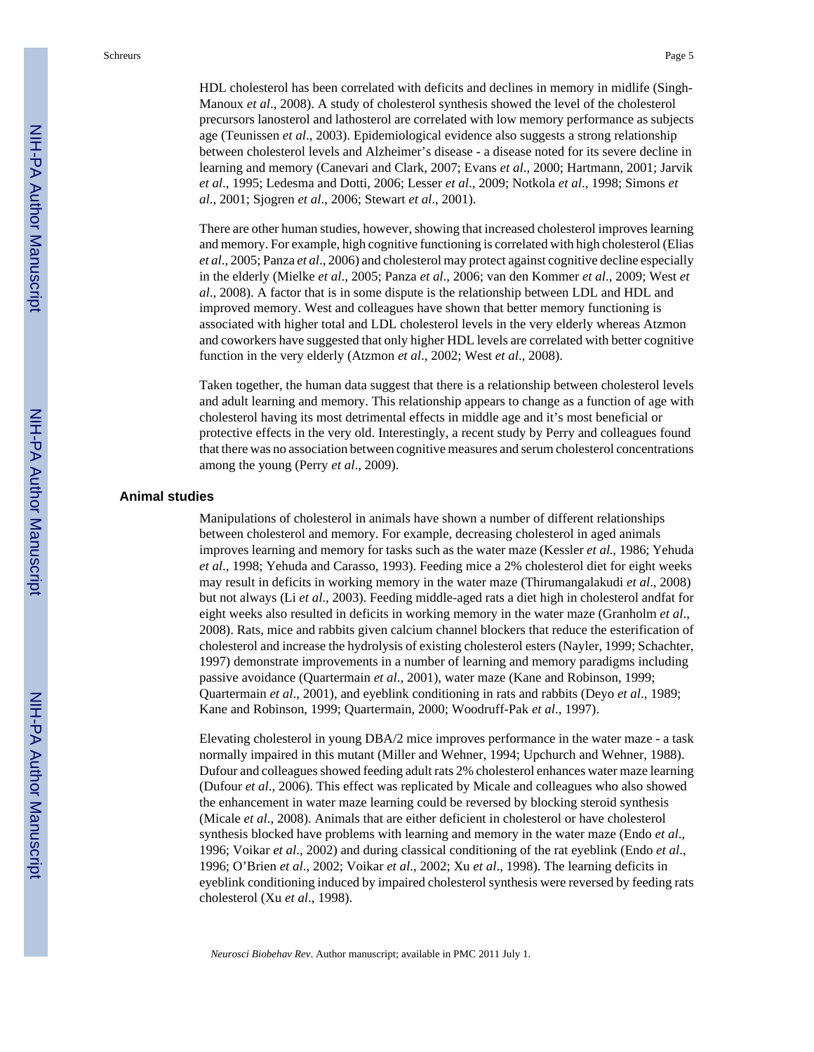HDL cholesterol has been correlated with deficits and declines in memory in midlife (Singh-Manoux *et al*., 2008). A study of cholesterol synthesis showed the level of the cholesterol precursors lanosterol and lathosterol are correlated with low memory performance as subjects age (Teunissen *et al*., 2003). Epidemiological evidence also suggests a strong relationship between cholesterol levels and Alzheimer's disease - a disease noted for its severe decline in learning and memory (Canevari and Clark, 2007; Evans *et al*., 2000; Hartmann, 2001; Jarvik *et al*., 1995; Ledesma and Dotti, 2006; Lesser *et al*., 2009; Notkola *et al*., 1998; Simons *et al*., 2001; Sjogren *et al*., 2006; Stewart *et al*., 2001).

There are other human studies, however, showing that increased cholesterol improves learning and memory. For example, high cognitive functioning is correlated with high cholesterol (Elias *et al*., 2005; Panza *et al*., 2006) and cholesterol may protect against cognitive decline especially in the elderly (Mielke *et al*., 2005; Panza *et al*., 2006; van den Kommer *et al*., 2009; West *et al*., 2008). A factor that is in some dispute is the relationship between LDL and HDL and improved memory. West and colleagues have shown that better memory functioning is associated with higher total and LDL cholesterol levels in the very elderly whereas Atzmon and coworkers have suggested that only higher HDL levels are correlated with better cognitive function in the very elderly (Atzmon *et al*., 2002; West *et al*., 2008).

Taken together, the human data suggest that there is a relationship between cholesterol levels and adult learning and memory. This relationship appears to change as a function of age with cholesterol having its most detrimental effects in middle age and it's most beneficial or protective effects in the very old. Interestingly, a recent study by Perry and colleagues found that there was no association between cognitive measures and serum cholesterol concentrations among the young (Perry *et al*., 2009).

## Animal studies

Manipulations of cholesterol in animals have shown a number of different relationships between cholesterol and memory. For example, decreasing cholesterol in aged animals improves learning and memory for tasks such as the water maze (Kessler *et al*., 1986; Yehuda *et al*., 1998; Yehuda and Carasso, 1993). Feeding mice a 2% cholesterol diet for eight weeks may result in deficits in working memory in the water maze (Thirumangalakudi *et al*., 2008) but not always (Li *et al*., 2003). Feeding middle-aged rats a diet high in cholesterol andfat for eight weeks also resulted in deficits in working memory in the water maze (Granholm *et al*., 2008). Rats, mice and rabbits given calcium channel blockers that reduce the esterification of cholesterol and increase the hydrolysis of existing cholesterol esters (Nayler, 1999; Schachter, 1997) demonstrate improvements in a number of learning and memory paradigms including passive avoidance (Quartermain *et al*., 2001), water maze (Kane and Robinson, 1999; Quartermain *et al*., 2001), and eyeblink conditioning in rats and rabbits (Deyo *et al*., 1989; Kane and Robinson, 1999; Quartermain, 2000; Woodruff-Pak *et al*., 1997).

Elevating cholesterol in young DBA/2 mice improves performance in the water maze - a task normally impaired in this mutant (Miller and Wehner, 1994; Upchurch and Wehner, 1988). Dufour and colleagues showed feeding adult rats 2% cholesterol enhances water maze learning (Dufour *et al*., 2006). This effect was replicated by Micale and colleagues who also showed the enhancement in water maze learning could be reversed by blocking steroid synthesis (Micale *et al*., 2008). Animals that are either deficient in cholesterol or have cholesterol synthesis blocked have problems with learning and memory in the water maze (Endo *et al*., 1996; Voikar *et al*., 2002) and during classical conditioning of the rat eyeblink (Endo *et al*., 1996; O'Brien *et al*., 2002; Voikar *et al*., 2002; Xu *et al*., 1998). The learning deficits in eyeblink conditioning induced by impaired cholesterol synthesis were reversed by feeding rats cholesterol (Xu *et al*., 1998).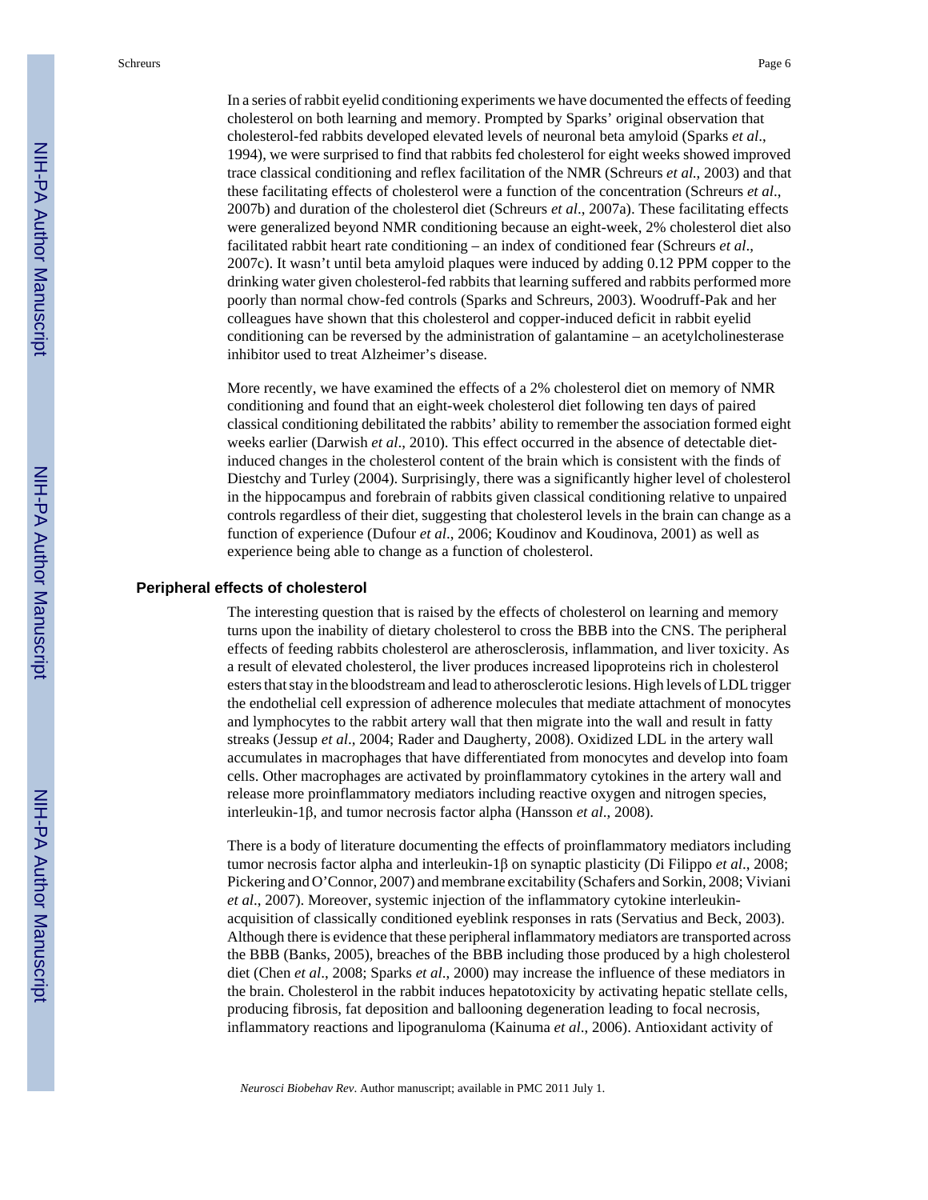In a series of rabbit eyelid conditioning experiments we have documented the effects of feeding cholesterol on both learning and memory. Prompted by Sparks' original observation that cholesterol-fed rabbits developed elevated levels of neuronal beta amyloid (Sparks *et al*., 1994), we were surprised to find that rabbits fed cholesterol for eight weeks showed improved trace classical conditioning and reflex facilitation of the NMR (Schreurs *et al.*, 2003) and that these facilitating effects of cholesterol were a function of the concentration (Schreurs *et al*., 2007b) and duration of the cholesterol diet (Schreurs *et al*., 2007a). These facilitating effects were generalized beyond NMR conditioning because an eight-week, 2% cholesterol diet also facilitated rabbit heart rate conditioning – an index of conditioned fear (Schreurs *et al*., 2007c). It wasn't until beta amyloid plaques were induced by adding 0.12 PPM copper to the drinking water given cholesterol-fed rabbits that learning suffered and rabbits performed more poorly than normal chow-fed controls (Sparks and Schreurs, 2003). Woodruff-Pak and her colleagues have shown that this cholesterol and copper-induced deficit in rabbit eyelid conditioning can be reversed by the administration of galantamine – an acetylcholinesterase inhibitor used to treat Alzheimer's disease.

More recently, we have examined the effects of a 2% cholesterol diet on memory of NMR conditioning and found that an eight-week cholesterol diet following ten days of paired classical conditioning debilitated the rabbits' ability to remember the association formed eight weeks earlier (Darwish *et al*., 2010). This effect occurred in the absence of detectable diet-induced changes in the cholesterol content of the brain which is consistent with the finds of Diestchy and Turley (2004). Surprisingly, there was a significantly higher level of cholesterol in the hippocampus and forebrain of rabbits given classical conditioning relative to unpaired controls regardless of their diet, suggesting that cholesterol levels in the brain can change as a function of experience (Dufour *et al*., 2006; Koudinov and Koudinova, 2001) as well as experience being able to change as a function of cholesterol.

### Peripheral effects of cholesterol

The interesting question that is raised by the effects of cholesterol on learning and memory turns upon the inability of dietary cholesterol to cross the BBB into the CNS. The peripheral effects of feeding rabbits cholesterol are atherosclerosis, inflammation, and liver toxicity. As a result of elevated cholesterol, the liver produces increased lipoproteins rich in cholesterol esters that stay in the bloodstream and lead to atherosclerotic lesions. High levels of LDL trigger the endothelial cell expression of adherence molecules that mediate attachment of monocytes and lymphocytes to the rabbit artery wall that then migrate into the wall and result in fatty streaks (Jessup *et al*., 2004; Rader and Daugherty, 2008). Oxidized LDL in the artery wall accumulates in macrophages that have differentiated from monocytes and develop into foam cells. Other macrophages are activated by proinflammatory cytokines in the artery wall and release more proinflammatory mediators including reactive oxygen and nitrogen species, interleukin-1β, and tumor necrosis factor alpha (Hansson *et al*., 2008).

There is a body of literature documenting the effects of proinflammatory mediators including tumor necrosis factor alpha and interleukin-1β on synaptic plasticity (Di Filippo *et al*., 2008; Pickering and O'Connor, 2007) and membrane excitability (Schafers and Sorkin, 2008; Viviani *et al*., 2007). Moreover, systemic injection of the inflammatory cytokine interleukin-acquisition of classically conditioned eyeblink responses in rats (Servatius and Beck, 2003). Although there is evidence that these peripheral inflammatory mediators are transported across the BBB (Banks, 2005), breaches of the BBB including those produced by a high cholesterol diet (Chen *et al*., 2008; Sparks *et al*., 2000) may increase the influence of these mediators in the brain. Cholesterol in the rabbit induces hepatotoxicity by activating hepatic stellate cells, producing fibrosis, fat deposition and ballooning degeneration leading to focal necrosis, inflammatory reactions and lipogranuloma (Kainuma *et al*., 2006). Antioxidant activity of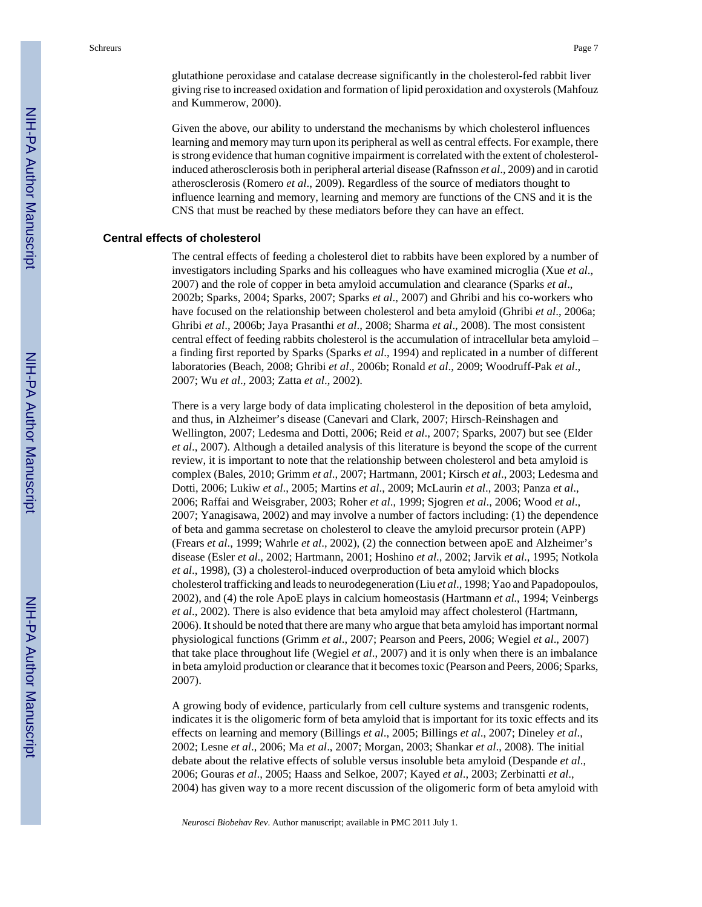glutathione peroxidase and catalase decrease significantly in the cholesterol-fed rabbit liver giving rise to increased oxidation and formation of lipid peroxidation and oxysterols (Mahfouz and Kummerow, 2000).

Given the above, our ability to understand the mechanisms by which cholesterol influences learning and memory may turn upon its peripheral as well as central effects. For example, there is strong evidence that human cognitive impairment is correlated with the extent of cholesterol-induced atherosclerosis both in peripheral arterial disease (Rafnsson *et al*., 2009) and in carotid atherosclerosis (Romero *et al*., 2009). Regardless of the source of mediators thought to influence learning and memory, learning and memory are functions of the CNS and it is the CNS that must be reached by these mediators before they can have an effect.

## Central effects of cholesterol

The central effects of feeding a cholesterol diet to rabbits have been explored by a number of investigators including Sparks and his colleagues who have examined microglia (Xue *et al*., 2007) and the role of copper in beta amyloid accumulation and clearance (Sparks *et al*., 2002b; Sparks, 2004; Sparks, 2007; Sparks *et al*., 2007) and Ghribi and his co-workers who have focused on the relationship between cholesterol and beta amyloid (Ghribi *et al*., 2006a; Ghribi *et al*., 2006b; Jaya Prasanthi *et al*., 2008; Sharma *et al*., 2008). The most consistent central effect of feeding rabbits cholesterol is the accumulation of intracellular beta amyloid – a finding first reported by Sparks (Sparks *et al*., 1994) and replicated in a number of different laboratories (Beach, 2008; Ghribi *et al*., 2006b; Ronald *et al*., 2009; Woodruff-Pak *et al*., 2007; Wu *et al*., 2003; Zatta *et al*., 2002).

There is a very large body of data implicating cholesterol in the deposition of beta amyloid, and thus, in Alzheimer's disease (Canevari and Clark, 2007; Hirsch-Reinshagen and Wellington, 2007; Ledesma and Dotti, 2006; Reid *et al*., 2007; Sparks, 2007) but see (Elder *et al*., 2007). Although a detailed analysis of this literature is beyond the scope of the current review, it is important to note that the relationship between cholesterol and beta amyloid is complex (Bales, 2010; Grimm *et al*., 2007; Hartmann, 2001; Kirsch *et al*., 2003; Ledesma and Dotti, 2006; Lukiw *et al*., 2005; Martins *et al*., 2009; McLaurin *et al*., 2003; Panza *et al*., 2006; Raffai and Weisgraber, 2003; Roher *et al*., 1999; Sjogren *et al*., 2006; Wood *et al*., 2007; Yanagisawa, 2002) and may involve a number of factors including: (1) the dependence of beta and gamma secretase on cholesterol to cleave the amyloid precursor protein (APP) (Frears *et al*., 1999; Wahrle *et al*., 2002), (2) the connection between apoE and Alzheimer's disease (Esler *et al*., 2002; Hartmann, 2001; Hoshino *et al*., 2002; Jarvik *et al*., 1995; Notkola *et al*., 1998), (3) a cholesterol-induced overproduction of beta amyloid which blocks cholesterol trafficking and leads to neurodegeneration (Liu *et al*., 1998; Yao and Papadopoulos, 2002), and (4) the role ApoE plays in calcium homeostasis (Hartmann *et al*., 1994; Veinbergs *et al*., 2002). There is also evidence that beta amyloid may affect cholesterol (Hartmann, 2006). It should be noted that there are many who argue that beta amyloid has important normal physiological functions (Grimm *et al*., 2007; Pearson and Peers, 2006; Wegiel *et al*., 2007) that take place throughout life (Wegiel *et al*., 2007) and it is only when there is an imbalance in beta amyloid production or clearance that it becomes toxic (Pearson and Peers, 2006; Sparks, 2007).

A growing body of evidence, particularly from cell culture systems and transgenic rodents, indicates it is the oligomeric form of beta amyloid that is important for its toxic effects and its effects on learning and memory (Billings *et al*., 2005; Billings *et al*., 2007; Dineley *et al*., 2002; Lesne *et al*., 2006; Ma *et al*., 2007; Morgan, 2003; Shankar *et al*., 2008). The initial debate about the relative effects of soluble versus insoluble beta amyloid (Despande *et al*., 2006; Gouras *et al*., 2005; Haass and Selkoe, 2007; Kayed *et al*., 2003; Zerbinatti *et al*., 2004) has given way to a more recent discussion of the oligomeric form of beta amyloid with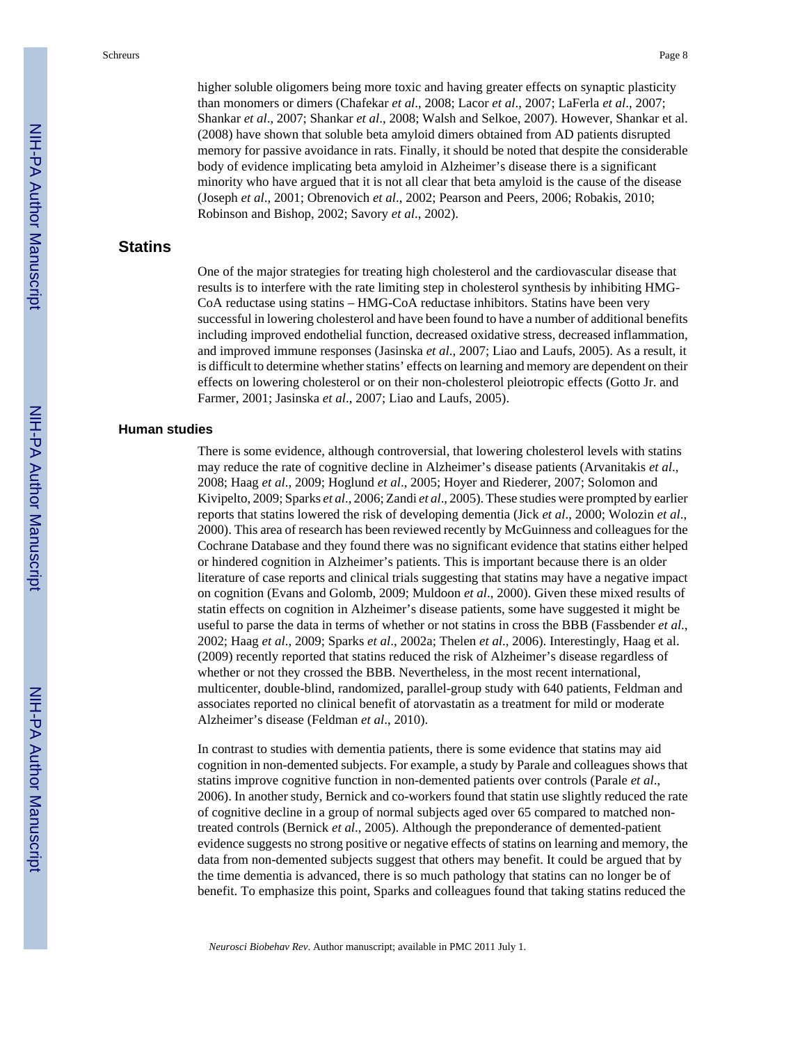higher soluble oligomers being more toxic and having greater effects on synaptic plasticity than monomers or dimers (Chafekar *et al*., 2008; Lacor *et al*., 2007; LaFerla *et al*., 2007; Shankar *et al*., 2007; Shankar *et al*., 2008; Walsh and Selkoe, 2007). However, Shankar et al. (2008) have shown that soluble beta amyloid dimers obtained from AD patients disrupted memory for passive avoidance in rats. Finally, it should be noted that despite the considerable body of evidence implicating beta amyloid in Alzheimer's disease there is a significant minority who have argued that it is not all clear that beta amyloid is the cause of the disease (Joseph *et al*., 2001; Obrenovich *et al*., 2002; Pearson and Peers, 2006; Robakis, 2010; Robinson and Bishop, 2002; Savory *et al*., 2002).

## Statins

One of the major strategies for treating high cholesterol and the cardiovascular disease that results is to interfere with the rate limiting step in cholesterol synthesis by inhibiting HMG-CoA reductase using statins – HMG-CoA reductase inhibitors. Statins have been very successful in lowering cholesterol and have been found to have a number of additional benefits including improved endothelial function, decreased oxidative stress, decreased inflammation, and improved immune responses (Jasinska *et al*., 2007; Liao and Laufs, 2005). As a result, it is difficult to determine whether statins' effects on learning and memory are dependent on their effects on lowering cholesterol or on their non-cholesterol pleiotropic effects (Gotto Jr. and Farmer, 2001; Jasinska *et al*., 2007; Liao and Laufs, 2005).

### Human studies

There is some evidence, although controversial, that lowering cholesterol levels with statins may reduce the rate of cognitive decline in Alzheimer's disease patients (Arvanitakis *et al*., 2008; Haag *et al*., 2009; Hoglund *et al*., 2005; Hoyer and Riederer, 2007; Solomon and Kivipelto, 2009; Sparks *et al*., 2006; Zandi *et al*., 2005). These studies were prompted by earlier reports that statins lowered the risk of developing dementia (Jick *et al*., 2000; Wolozin *et al*., 2000). This area of research has been reviewed recently by McGuinness and colleagues for the Cochrane Database and they found there was no significant evidence that statins either helped or hindered cognition in Alzheimer's patients. This is important because there is an older literature of case reports and clinical trials suggesting that statins may have a negative impact on cognition (Evans and Golomb, 2009; Muldoon *et al*., 2000). Given these mixed results of statin effects on cognition in Alzheimer's disease patients, some have suggested it might be useful to parse the data in terms of whether or not statins in cross the BBB (Fassbender *et al*., 2002; Haag *et al*., 2009; Sparks *et al*., 2002a; Thelen *et al*., 2006). Interestingly, Haag et al. (2009) recently reported that statins reduced the risk of Alzheimer's disease regardless of whether or not they crossed the BBB. Nevertheless, in the most recent international, multicenter, double-blind, randomized, parallel-group study with 640 patients, Feldman and associates reported no clinical benefit of atorvastatin as a treatment for mild or moderate Alzheimer's disease (Feldman *et al*., 2010).

In contrast to studies with dementia patients, there is some evidence that statins may aid cognition in non-demented subjects. For example, a study by Parale and colleagues shows that statins improve cognitive function in non-demented patients over controls (Parale *et al*., 2006). In another study, Bernick and co-workers found that statin use slightly reduced the rate of cognitive decline in a group of normal subjects aged over 65 compared to matched non-treated controls (Bernick *et al*., 2005). Although the preponderance of demented-patient evidence suggests no strong positive or negative effects of statins on learning and memory, the data from non-demented subjects suggest that others may benefit. It could be argued that by the time dementia is advanced, there is so much pathology that statins can no longer be of benefit. To emphasize this point, Sparks and colleagues found that taking statins reduced the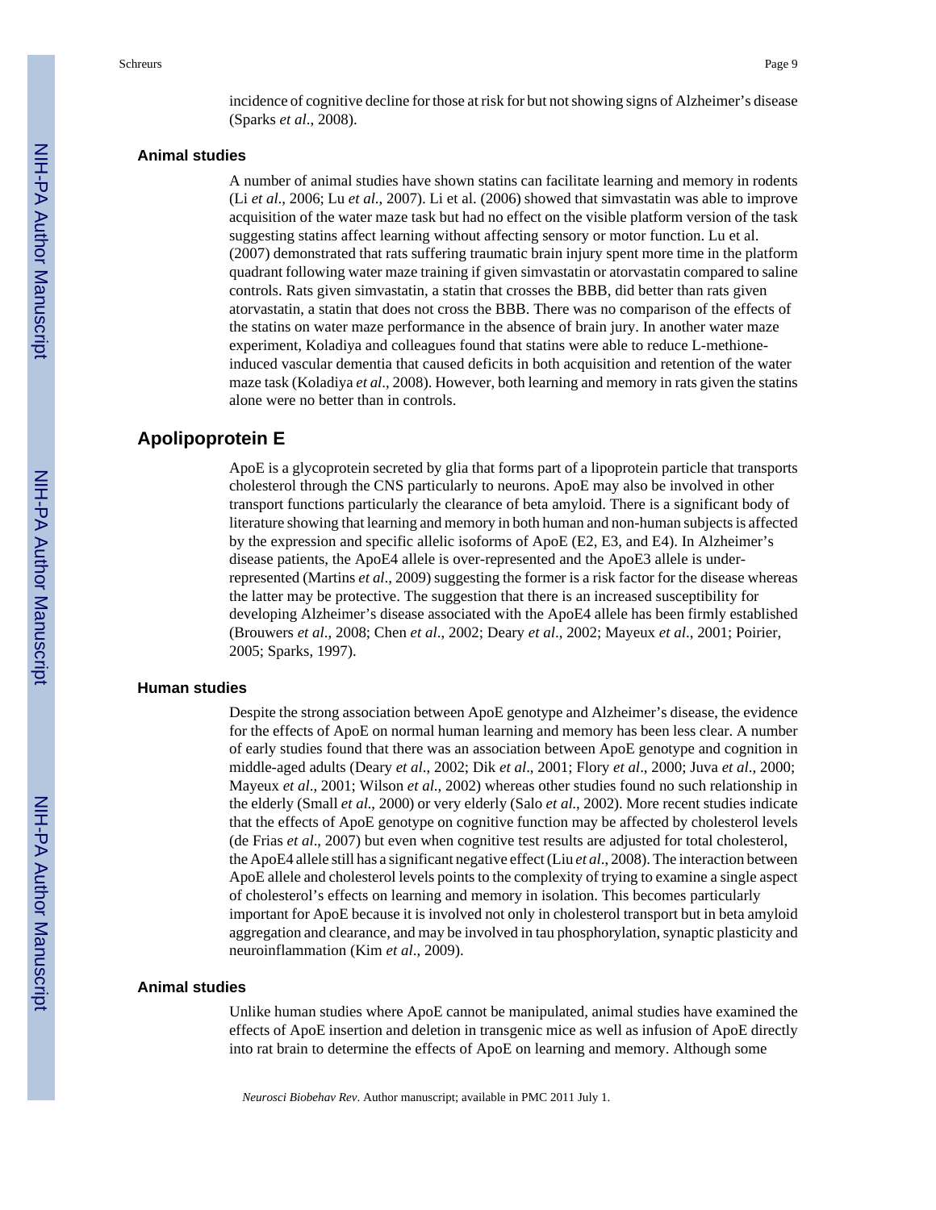incidence of cognitive decline for those at risk for but not showing signs of Alzheimer's disease (Sparks *et al*., 2008).

### Animal studies

A number of animal studies have shown statins can facilitate learning and memory in rodents (Li *et al*., 2006; Lu *et al*., 2007). Li et al. (2006) showed that simvastatin was able to improve acquisition of the water maze task but had no effect on the visible platform version of the task suggesting statins affect learning without affecting sensory or motor function. Lu et al. (2007) demonstrated that rats suffering traumatic brain injury spent more time in the platform quadrant following water maze training if given simvastatin or atorvastatin compared to saline controls. Rats given simvastatin, a statin that crosses the BBB, did better than rats given atorvastatin, a statin that does not cross the BBB. There was no comparison of the effects of the statins on water maze performance in the absence of brain jury. In another water maze experiment, Koladiya and colleagues found that statins were able to reduce L-methione-induced vascular dementia that caused deficits in both acquisition and retention of the water maze task (Koladiya *et al*., 2008). However, both learning and memory in rats given the statins alone were no better than in controls.

## Apolipoprotein E

ApoE is a glycoprotein secreted by glia that forms part of a lipoprotein particle that transports cholesterol through the CNS particularly to neurons. ApoE may also be involved in other transport functions particularly the clearance of beta amyloid. There is a significant body of literature showing that learning and memory in both human and non-human subjects is affected by the expression and specific allelic isoforms of ApoE (E2, E3, and E4). In Alzheimer's disease patients, the ApoE4 allele is over-represented and the ApoE3 allele is under-represented (Martins *et al*., 2009) suggesting the former is a risk factor for the disease whereas the latter may be protective. The suggestion that there is an increased susceptibility for developing Alzheimer's disease associated with the ApoE4 allele has been firmly established (Brouwers *et al*., 2008; Chen *et al*., 2002; Deary *et al*., 2002; Mayeux *et al*., 2001; Poirier, 2005; Sparks, 1997).

### Human studies

Despite the strong association between ApoE genotype and Alzheimer's disease, the evidence for the effects of ApoE on normal human learning and memory has been less clear. A number of early studies found that there was an association between ApoE genotype and cognition in middle-aged adults (Deary *et al*., 2002; Dik *et al*., 2001; Flory *et al*., 2000; Juva *et al*., 2000; Mayeux *et al*., 2001; Wilson *et al*., 2002) whereas other studies found no such relationship in the elderly (Small *et al.*, 2000) or very elderly (Salo *et al.*, 2002). More recent studies indicate that the effects of ApoE genotype on cognitive function may be affected by cholesterol levels (de Frias *et al*., 2007) but even when cognitive test results are adjusted for total cholesterol, the ApoE4 allele still has a significant negative effect (Liu *et al*., 2008). The interaction between ApoE allele and cholesterol levels points to the complexity of trying to examine a single aspect of cholesterol's effects on learning and memory in isolation. This becomes particularly important for ApoE because it is involved not only in cholesterol transport but in beta amyloid aggregation and clearance, and may be involved in tau phosphorylation, synaptic plasticity and neuroinflammation (Kim *et al*., 2009).

### Animal studies

Unlike human studies where ApoE cannot be manipulated, animal studies have examined the effects of ApoE insertion and deletion in transgenic mice as well as infusion of ApoE directly into rat brain to determine the effects of ApoE on learning and memory. Although some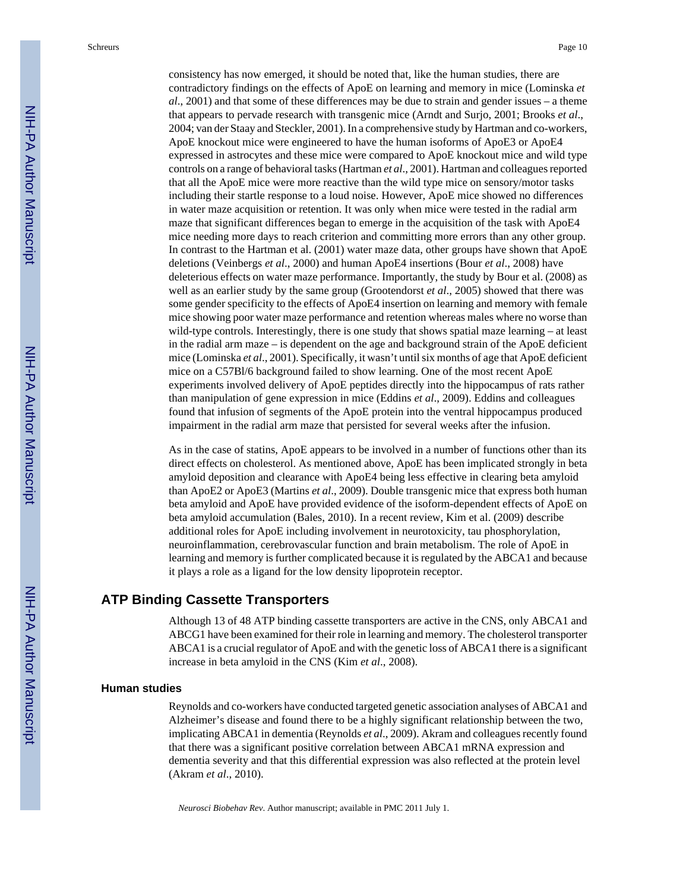consistency has now emerged, it should be noted that, like the human studies, there are contradictory findings on the effects of ApoE on learning and memory in mice (Lominska *et al*., 2001) and that some of these differences may be due to strain and gender issues – a theme that appears to pervade research with transgenic mice (Arndt and Surjo, 2001; Brooks *et al*., 2004; van der Staay and Steckler, 2001). In a comprehensive study by Hartman and co-workers, ApoE knockout mice were engineered to have the human isoforms of ApoE3 or ApoE4 expressed in astrocytes and these mice were compared to ApoE knockout mice and wild type controls on a range of behavioral tasks (Hartman *et al*., 2001). Hartman and colleagues reported that all the ApoE mice were more reactive than the wild type mice on sensory/motor tasks including their startle response to a loud noise. However, ApoE mice showed no differences in water maze acquisition or retention. It was only when mice were tested in the radial arm maze that significant differences began to emerge in the acquisition of the task with ApoE4 mice needing more days to reach criterion and committing more errors than any other group. In contrast to the Hartman et al. (2001) water maze data, other groups have shown that ApoE deletions (Veinbergs *et al*., 2000) and human ApoE4 insertions (Bour *et al*., 2008) have deleterious effects on water maze performance. Importantly, the study by Bour et al. (2008) as well as an earlier study by the same group (Grootendorst *et al*., 2005) showed that there was some gender specificity to the effects of ApoE4 insertion on learning and memory with female mice showing poor water maze performance and retention whereas males where no worse than wild-type controls. Interestingly, there is one study that shows spatial maze learning – at least in the radial arm maze – is dependent on the age and background strain of the ApoE deficient mice (Lominska *et al*., 2001). Specifically, it wasn't until six months of age that ApoE deficient mice on a C57Bl/6 background failed to show learning. One of the most recent ApoE experiments involved delivery of ApoE peptides directly into the hippocampus of rats rather than manipulation of gene expression in mice (Eddins *et al*., 2009). Eddins and colleagues found that infusion of segments of the ApoE protein into the ventral hippocampus produced impairment in the radial arm maze that persisted for several weeks after the infusion.

As in the case of statins, ApoE appears to be involved in a number of functions other than its direct effects on cholesterol. As mentioned above, ApoE has been implicated strongly in beta amyloid deposition and clearance with ApoE4 being less effective in clearing beta amyloid than ApoE2 or ApoE3 (Martins *et al*., 2009). Double transgenic mice that express both human beta amyloid and ApoE have provided evidence of the isoform-dependent effects of ApoE on beta amyloid accumulation (Bales, 2010). In a recent review, Kim et al. (2009) describe additional roles for ApoE including involvement in neurotoxicity, tau phosphorylation, neuroinflammation, cerebrovascular function and brain metabolism. The role of ApoE in learning and memory is further complicated because it is regulated by the ABCA1 and because it plays a role as a ligand for the low density lipoprotein receptor.

## ATP Binding Cassette Transporters

Although 13 of 48 ATP binding cassette transporters are active in the CNS, only ABCA1 and ABCG1 have been examined for their role in learning and memory. The cholesterol transporter ABCA1 is a crucial regulator of ApoE and with the genetic loss of ABCA1 there is a significant increase in beta amyloid in the CNS (Kim *et al*., 2008).

### Human studies

Reynolds and co-workers have conducted targeted genetic association analyses of ABCA1 and Alzheimer's disease and found there to be a highly significant relationship between the two, implicating ABCA1 in dementia (Reynolds *et al*., 2009). Akram and colleagues recently found that there was a significant positive correlation between ABCA1 mRNA expression and dementia severity and that this differential expression was also reflected at the protein level (Akram *et al*., 2010).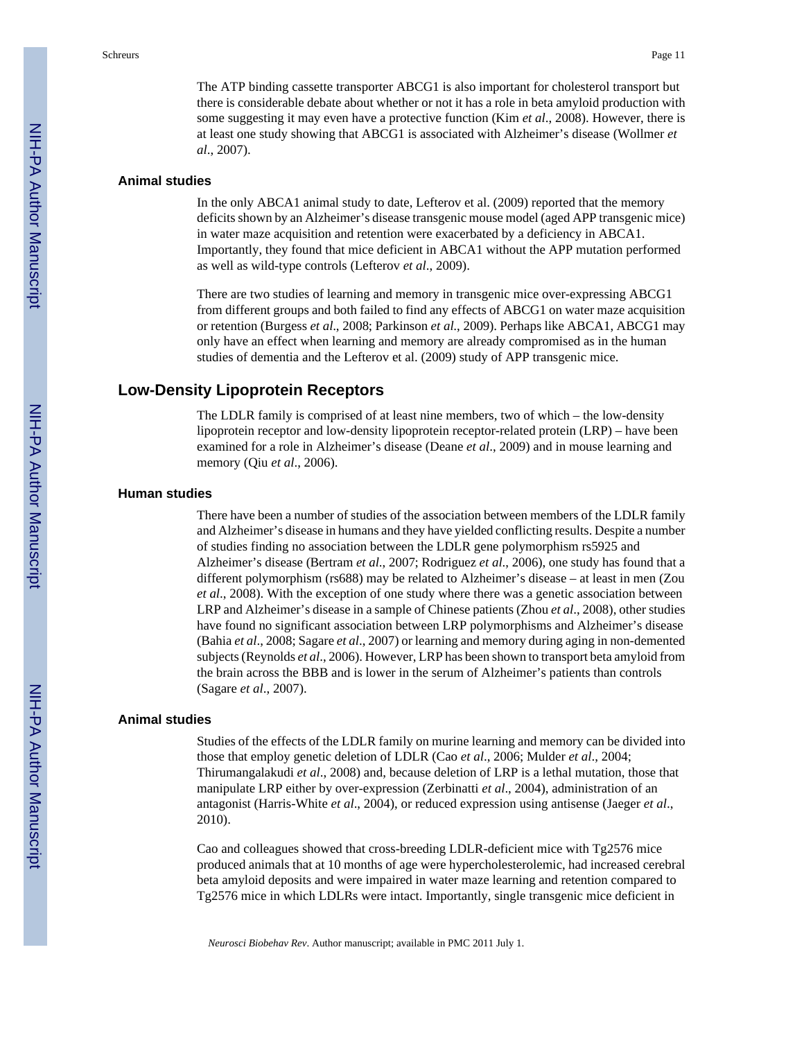The ATP binding cassette transporter ABCG1 is also important for cholesterol transport but there is considerable debate about whether or not it has a role in beta amyloid production with some suggesting it may even have a protective function (Kim *et al*., 2008). However, there is at least one study showing that ABCG1 is associated with Alzheimer's disease (Wollmer *et al*., 2007).

### Animal studies

In the only ABCA1 animal study to date, Lefterov et al. (2009) reported that the memory deficits shown by an Alzheimer's disease transgenic mouse model (aged APP transgenic mice) in water maze acquisition and retention were exacerbated by a deficiency in ABCA1. Importantly, they found that mice deficient in ABCA1 without the APP mutation performed as well as wild-type controls (Lefterov *et al*., 2009).

There are two studies of learning and memory in transgenic mice over-expressing ABCG1 from different groups and both failed to find any effects of ABCG1 on water maze acquisition or retention (Burgess *et al*., 2008; Parkinson *et al*., 2009). Perhaps like ABCA1, ABCG1 may only have an effect when learning and memory are already compromised as in the human studies of dementia and the Lefterov et al. (2009) study of APP transgenic mice.

## Low-Density Lipoprotein Receptors

The LDLR family is comprised of at least nine members, two of which – the low-density lipoprotein receptor and low-density lipoprotein receptor-related protein (LRP) – have been examined for a role in Alzheimer's disease (Deane *et al*., 2009) and in mouse learning and memory (Qiu *et al*., 2006).

### Human studies

There have been a number of studies of the association between members of the LDLR family and Alzheimer's disease in humans and they have yielded conflicting results. Despite a number of studies finding no association between the LDLR gene polymorphism rs5925 and Alzheimer's disease (Bertram *et al*., 2007; Rodriguez *et al*., 2006), one study has found that a different polymorphism (rs688) may be related to Alzheimer's disease – at least in men (Zou *et al*., 2008). With the exception of one study where there was a genetic association between LRP and Alzheimer's disease in a sample of Chinese patients (Zhou *et al*., 2008), other studies have found no significant association between LRP polymorphisms and Alzheimer's disease (Bahia *et al*., 2008; Sagare *et al*., 2007) or learning and memory during aging in non-demented subjects (Reynolds *et al*., 2006). However, LRP has been shown to transport beta amyloid from the brain across the BBB and is lower in the serum of Alzheimer's patients than controls (Sagare *et al*., 2007).

### Animal studies

Studies of the effects of the LDLR family on murine learning and memory can be divided into those that employ genetic deletion of LDLR (Cao *et al*., 2006; Mulder *et al*., 2004; Thirumangalakudi *et al*., 2008) and, because deletion of LRP is a lethal mutation, those that manipulate LRP either by over-expression (Zerbinatti *et al*., 2004), administration of an antagonist (Harris-White *et al*., 2004), or reduced expression using antisense (Jaeger *et al*., 2010).

Cao and colleagues showed that cross-breeding LDLR-deficient mice with Tg2576 mice produced animals that at 10 months of age were hypercholesterolemic, had increased cerebral beta amyloid deposits and were impaired in water maze learning and retention compared to Tg2576 mice in which LDLRs were intact. Importantly, single transgenic mice deficient in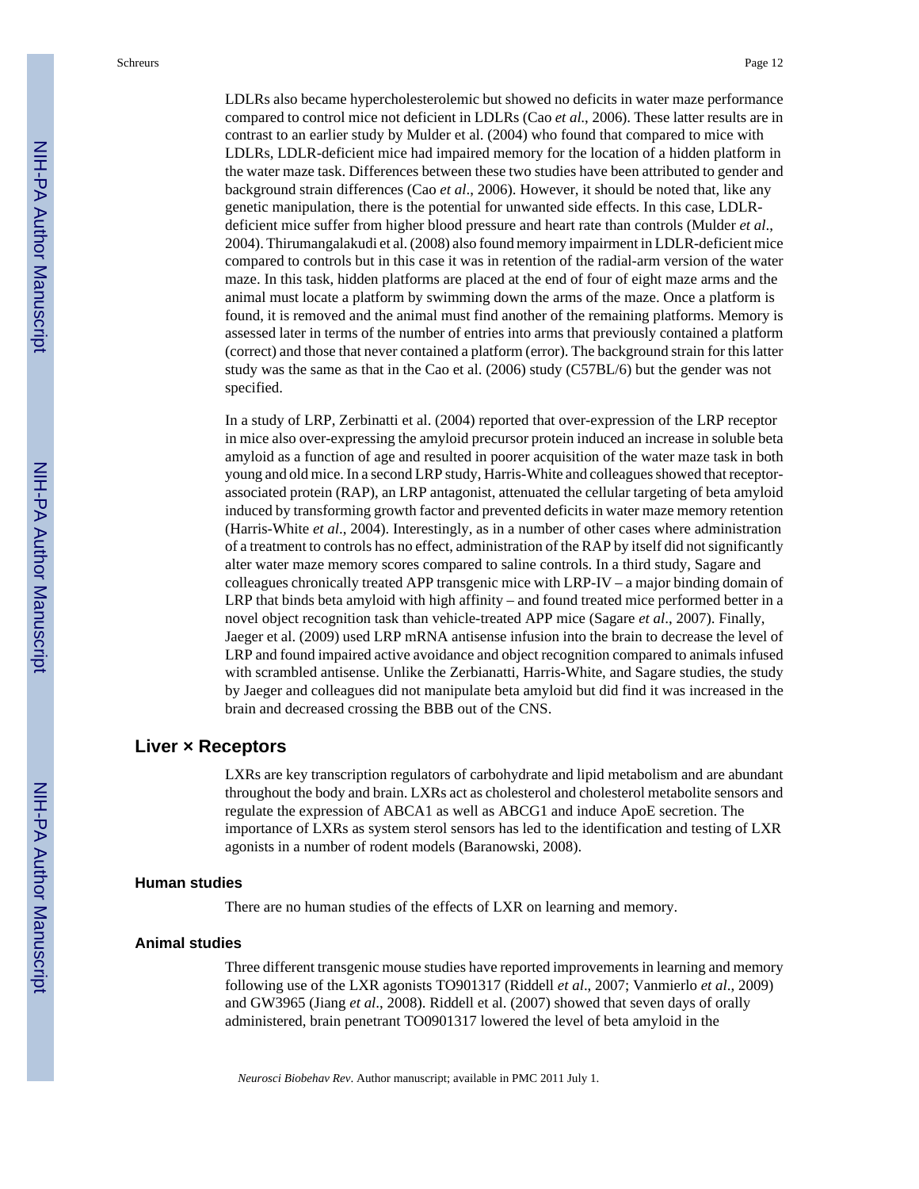LDLRs also became hypercholesterolemic but showed no deficits in water maze performance compared to control mice not deficient in LDLRs (Cao *et al*., 2006). These latter results are in contrast to an earlier study by Mulder et al. (2004) who found that compared to mice with LDLRs, LDLR-deficient mice had impaired memory for the location of a hidden platform in the water maze task. Differences between these two studies have been attributed to gender and background strain differences (Cao *et al*., 2006). However, it should be noted that, like any genetic manipulation, there is the potential for unwanted side effects. In this case, LDLR-deficient mice suffer from higher blood pressure and heart rate than controls (Mulder *et al*., 2004). Thirumangalakudi et al. (2008) also found memory impairment in LDLR-deficient mice compared to controls but in this case it was in retention of the radial-arm version of the water maze. In this task, hidden platforms are placed at the end of four of eight maze arms and the animal must locate a platform by swimming down the arms of the maze. Once a platform is found, it is removed and the animal must find another of the remaining platforms. Memory is assessed later in terms of the number of entries into arms that previously contained a platform (correct) and those that never contained a platform (error). The background strain for this latter study was the same as that in the Cao et al. (2006) study (C57BL/6) but the gender was not specified.

In a study of LRP, Zerbinatti et al. (2004) reported that over-expression of the LRP receptor in mice also over-expressing the amyloid precursor protein induced an increase in soluble beta amyloid as a function of age and resulted in poorer acquisition of the water maze task in both young and old mice. In a second LRP study, Harris-White and colleagues showed that receptor-associated protein (RAP), an LRP antagonist, attenuated the cellular targeting of beta amyloid induced by transforming growth factor and prevented deficits in water maze memory retention (Harris-White *et al*., 2004). Interestingly, as in a number of other cases where administration of a treatment to controls has no effect, administration of the RAP by itself did not significantly alter water maze memory scores compared to saline controls. In a third study, Sagare and colleagues chronically treated APP transgenic mice with LRP-IV – a major binding domain of LRP that binds beta amyloid with high affinity – and found treated mice performed better in a novel object recognition task than vehicle-treated APP mice (Sagare *et al*., 2007). Finally, Jaeger et al. (2009) used LRP mRNA antisense infusion into the brain to decrease the level of LRP and found impaired active avoidance and object recognition compared to animals infused with scrambled antisense. Unlike the Zerbianatti, Harris-White, and Sagare studies, the study by Jaeger and colleagues did not manipulate beta amyloid but did find it was increased in the brain and decreased crossing the BBB out of the CNS.

## Liver × Receptors

LXRs are key transcription regulators of carbohydrate and lipid metabolism and are abundant throughout the body and brain. LXRs act as cholesterol and cholesterol metabolite sensors and regulate the expression of ABCA1 as well as ABCG1 and induce ApoE secretion. The importance of LXRs as system sterol sensors has led to the identification and testing of LXR agonists in a number of rodent models (Baranowski, 2008).

### Human studies

There are no human studies of the effects of LXR on learning and memory.

### Animal studies

Three different transgenic mouse studies have reported improvements in learning and memory following use of the LXR agonists TO901317 (Riddell *et al*., 2007; Vanmierlo *et al*., 2009) and GW3965 (Jiang *et al*., 2008). Riddell et al. (2007) showed that seven days of orally administered, brain penetrant TO0901317 lowered the level of beta amyloid in the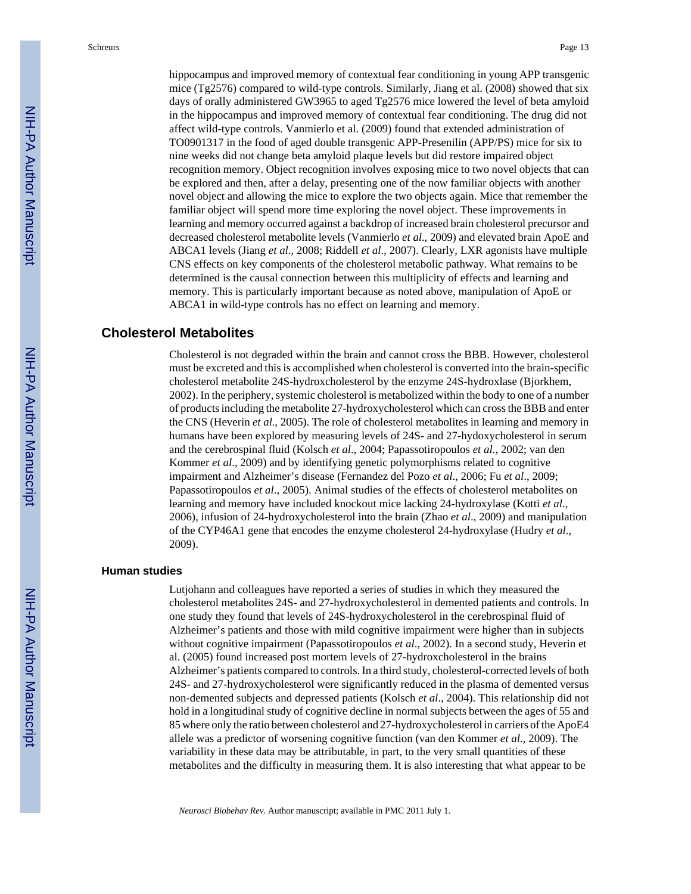hippocampus and improved memory of contextual fear conditioning in young APP transgenic mice (Tg2576) compared to wild-type controls. Similarly, Jiang et al. (2008) showed that six days of orally administered GW3965 to aged Tg2576 mice lowered the level of beta amyloid in the hippocampus and improved memory of contextual fear conditioning. The drug did not affect wild-type controls. Vanmierlo et al. (2009) found that extended administration of TO0901317 in the food of aged double transgenic APP-Presenilin (APP/PS) mice for six to nine weeks did not change beta amyloid plaque levels but did restore impaired object recognition memory. Object recognition involves exposing mice to two novel objects that can be explored and then, after a delay, presenting one of the now familiar objects with another novel object and allowing the mice to explore the two objects again. Mice that remember the familiar object will spend more time exploring the novel object. These improvements in learning and memory occurred against a backdrop of increased brain cholesterol precursor and decreased cholesterol metabolite levels (Vanmierlo *et al*., 2009) and elevated brain ApoE and ABCA1 levels (Jiang *et al*., 2008; Riddell *et al*., 2007). Clearly, LXR agonists have multiple CNS effects on key components of the cholesterol metabolic pathway. What remains to be determined is the causal connection between this multiplicity of effects and learning and memory. This is particularly important because as noted above, manipulation of ApoE or ABCA1 in wild-type controls has no effect on learning and memory.

## Cholesterol Metabolites

Cholesterol is not degraded within the brain and cannot cross the BBB. However, cholesterol must be excreted and this is accomplished when cholesterol is converted into the brain-specific cholesterol metabolite 24S-hydroxcholesterol by the enzyme 24S-hydroxlase (Bjorkhem, 2002). In the periphery, systemic cholesterol is metabolized within the body to one of a number of products including the metabolite 27-hydroxycholesterol which can cross the BBB and enter the CNS (Heverin *et al.*, 2005). The role of cholesterol metabolites in learning and memory in humans have been explored by measuring levels of 24S- and 27-hydoxycholesterol in serum and the cerebrospinal fluid (Kolsch *et al*., 2004; Papassotiropoulos *et al*., 2002; van den Kommer *et al*., 2009) and by identifying genetic polymorphisms related to cognitive impairment and Alzheimer's disease (Fernandez del Pozo *et al*., 2006; Fu *et al*., 2009; Papassotiropoulos *et al*., 2005). Animal studies of the effects of cholesterol metabolites on learning and memory have included knockout mice lacking 24-hydroxylase (Kotti *et al*., 2006), infusion of 24-hydroxycholesterol into the brain (Zhao *et al*., 2009) and manipulation of the CYP46A1 gene that encodes the enzyme cholesterol 24-hydroxylase (Hudry *et al*., 2009).

### Human studies

Lutjohann and colleagues have reported a series of studies in which they measured the cholesterol metabolites 24S- and 27-hydroxycholesterol in demented patients and controls. In one study they found that levels of 24S-hydroxycholesterol in the cerebrospinal fluid of Alzheimer's patients and those with mild cognitive impairment were higher than in subjects without cognitive impairment (Papassotiropoulos *et al*., 2002). In a second study, Heverin et al. (2005) found increased post mortem levels of 27-hydroxcholesterol in the brains Alzheimer's patients compared to controls. In a third study, cholesterol-corrected levels of both 24S- and 27-hydroxycholesterol were significantly reduced in the plasma of demented versus non-demented subjects and depressed patients (Kolsch *et al*., 2004). This relationship did not hold in a longitudinal study of cognitive decline in normal subjects between the ages of 55 and 85 where only the ratio between cholesterol and 27-hydroxycholesterol in carriers of the ApoE4 allele was a predictor of worsening cognitive function (van den Kommer *et al*., 2009). The variability in these data may be attributable, in part, to the very small quantities of these metabolites and the difficulty in measuring them. It is also interesting that what appear to be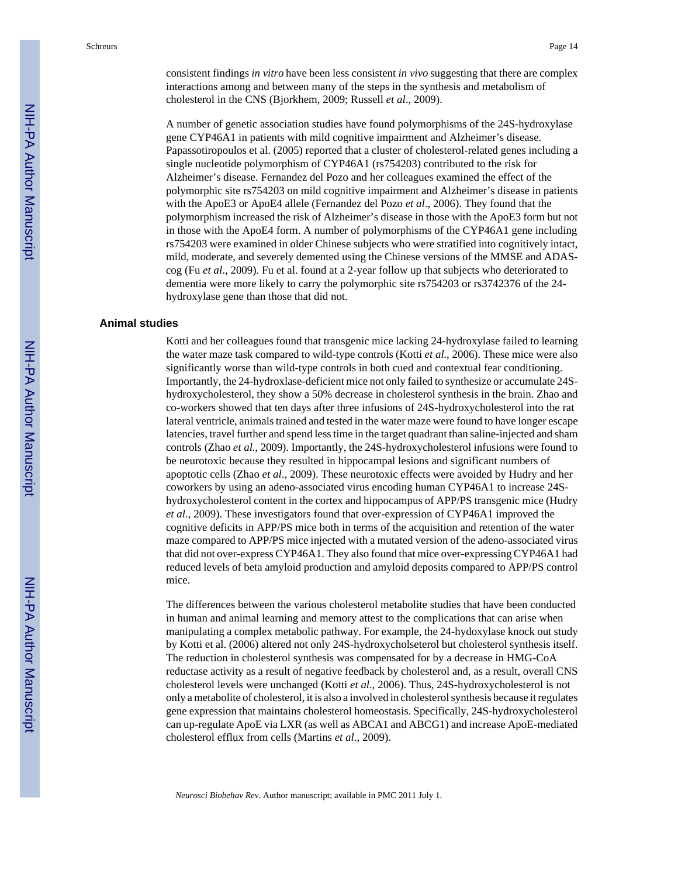consistent findings *in vitro* have been less consistent *in vivo* suggesting that there are complex interactions among and between many of the steps in the synthesis and metabolism of cholesterol in the CNS (Bjorkhem, 2009; Russell *et al*., 2009).

A number of genetic association studies have found polymorphisms of the 24S-hydroxylase gene CYP46A1 in patients with mild cognitive impairment and Alzheimer's disease. Papassotiropoulos et al. (2005) reported that a cluster of cholesterol-related genes including a single nucleotide polymorphism of CYP46A1 (rs754203) contributed to the risk for Alzheimer's disease. Fernandez del Pozo and her colleagues examined the effect of the polymorphic site rs754203 on mild cognitive impairment and Alzheimer's disease in patients with the ApoE3 or ApoE4 allele (Fernandez del Pozo *et al*., 2006). They found that the polymorphism increased the risk of Alzheimer's disease in those with the ApoE3 form but not in those with the ApoE4 form. A number of polymorphisms of the CYP46A1 gene including rs754203 were examined in older Chinese subjects who were stratified into cognitively intact, mild, moderate, and severely demented using the Chinese versions of the MMSE and ADAS-cog (Fu *et al*., 2009). Fu et al. found at a 2-year follow up that subjects who deteriorated to dementia were more likely to carry the polymorphic site rs754203 or rs3742376 of the 24-hydroxylase gene than those that did not.

## Animal studies

Kotti and her colleagues found that transgenic mice lacking 24-hydroxylase failed to learning the water maze task compared to wild-type controls (Kotti *et al*., 2006). These mice were also significantly worse than wild-type controls in both cued and contextual fear conditioning. Importantly, the 24-hydroxlase-deficient mice not only failed to synthesize or accumulate 24S-hydroxycholesterol, they show a 50% decrease in cholesterol synthesis in the brain. Zhao and co-workers showed that ten days after three infusions of 24S-hydroxycholesterol into the rat lateral ventricle, animals trained and tested in the water maze were found to have longer escape latencies, travel further and spend less time in the target quadrant than saline-injected and sham controls (Zhao *et al*., 2009). Importantly, the 24S-hydroxycholesterol infusions were found to be neurotoxic because they resulted in hippocampal lesions and significant numbers of apoptotic cells (Zhao *et al*., 2009). These neurotoxic effects were avoided by Hudry and her coworkers by using an adeno-associated virus encoding human CYP46A1 to increase 24S-hydroxycholesterol content in the cortex and hippocampus of APP/PS transgenic mice (Hudry *et al*., 2009). These investigators found that over-expression of CYP46A1 improved the cognitive deficits in APP/PS mice both in terms of the acquisition and retention of the water maze compared to APP/PS mice injected with a mutated version of the adeno-associated virus that did not over-express CYP46A1. They also found that mice over-expressing CYP46A1 had reduced levels of beta amyloid production and amyloid deposits compared to APP/PS control mice.

The differences between the various cholesterol metabolite studies that have been conducted in human and animal learning and memory attest to the complications that can arise when manipulating a complex metabolic pathway. For example, the 24-hydoxylase knock out study by Kotti et al. (2006) altered not only 24S-hydroxycholseterol but cholesterol synthesis itself. The reduction in cholesterol synthesis was compensated for by a decrease in HMG-CoA reductase activity as a result of negative feedback by cholesterol and, as a result, overall CNS cholesterol levels were unchanged (Kotti *et al*., 2006). Thus, 24S-hydroxycholesterol is not only a metabolite of cholesterol, it is also a involved in cholesterol synthesis because it regulates gene expression that maintains cholesterol homeostasis. Specifically, 24S-hydroxycholesterol can up-regulate ApoE via LXR (as well as ABCA1 and ABCG1) and increase ApoE-mediated cholesterol efflux from cells (Martins *et al*., 2009).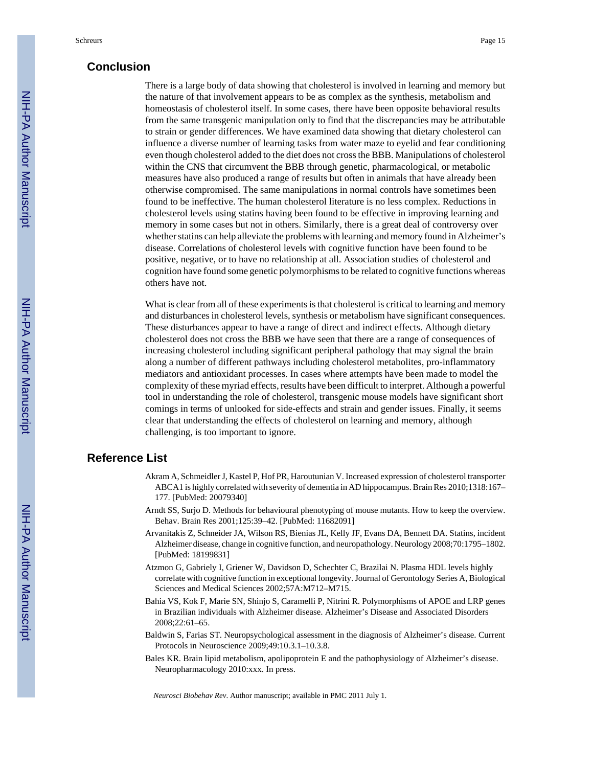## Conclusion

There is a large body of data showing that cholesterol is involved in learning and memory but the nature of that involvement appears to be as complex as the synthesis, metabolism and homeostasis of cholesterol itself. In some cases, there have been opposite behavioral results from the same transgenic manipulation only to find that the discrepancies may be attributable to strain or gender differences. We have examined data showing that dietary cholesterol can influence a diverse number of learning tasks from water maze to eyelid and fear conditioning even though cholesterol added to the diet does not cross the BBB. Manipulations of cholesterol within the CNS that circumvent the BBB through genetic, pharmacological, or metabolic measures have also produced a range of results but often in animals that have already been otherwise compromised. The same manipulations in normal controls have sometimes been found to be ineffective. The human cholesterol literature is no less complex. Reductions in cholesterol levels using statins having been found to be effective in improving learning and memory in some cases but not in others. Similarly, there is a great deal of controversy over whether statins can help alleviate the problems with learning and memory found in Alzheimer's disease. Correlations of cholesterol levels with cognitive function have been found to be positive, negative, or to have no relationship at all. Association studies of cholesterol and cognition have found some genetic polymorphisms to be related to cognitive functions whereas others have not.

What is clear from all of these experiments is that cholesterol is critical to learning and memory and disturbances in cholesterol levels, synthesis or metabolism have significant consequences. These disturbances appear to have a range of direct and indirect effects. Although dietary cholesterol does not cross the BBB we have seen that there are a range of consequences of increasing cholesterol including significant peripheral pathology that may signal the brain along a number of different pathways including cholesterol metabolites, pro-inflammatory mediators and antioxidant processes. In cases where attempts have been made to model the complexity of these myriad effects, results have been difficult to interpret. Although a powerful tool in understanding the role of cholesterol, transgenic mouse models have significant short comings in terms of unlooked for side-effects and strain and gender issues. Finally, it seems clear that understanding the effects of cholesterol on learning and memory, although challenging, is too important to ignore.

## Reference List

Akram A, Schmeidler J, Kastel P, Hof PR, Haroutunian V. Increased expression of cholesterol transporter ABCA1 is highly correlated with severity of dementia in AD hippocampus. Brain Res 2010;1318:167–177. [PubMed: 20079340]

Arndt SS, Surjo D. Methods for behavioural phenotyping of mouse mutants. How to keep the overview. Behav. Brain Res 2001;125:39–42. [PubMed: 11682091]

Arvanitakis Z, Schneider JA, Wilson RS, Bienias JL, Kelly JF, Evans DA, Bennett DA. Statins, incident Alzheimer disease, change in cognitive function, and neuropathology. Neurology 2008;70:1795–1802. [PubMed: 18199831]

Atzmon G, Gabriely I, Griener W, Davidson D, Schechter C, Brazilai N. Plasma HDL levels highly correlate with cognitive function in exceptional longevity. Journal of Gerontology Series A, Biological Sciences and Medical Sciences 2002;57A:M712–M715.

Bahia VS, Kok F, Marie SN, Shinjo S, Caramelli P, Nitrini R. Polymorphisms of APOE and LRP genes in Brazilian individuals with Alzheimer disease. Alzheimer's Disease and Associated Disorders 2008;22:61–65.

Baldwin S, Farias ST. Neuropsychological assessment in the diagnosis of Alzheimer's disease. Current Protocols in Neuroscience 2009;49:10.3.1–10.3.8.

Bales KR. Brain lipid metabolism, apolipoprotein E and the pathophysiology of Alzheimer's disease. Neuropharmacology 2010:xxx. In press.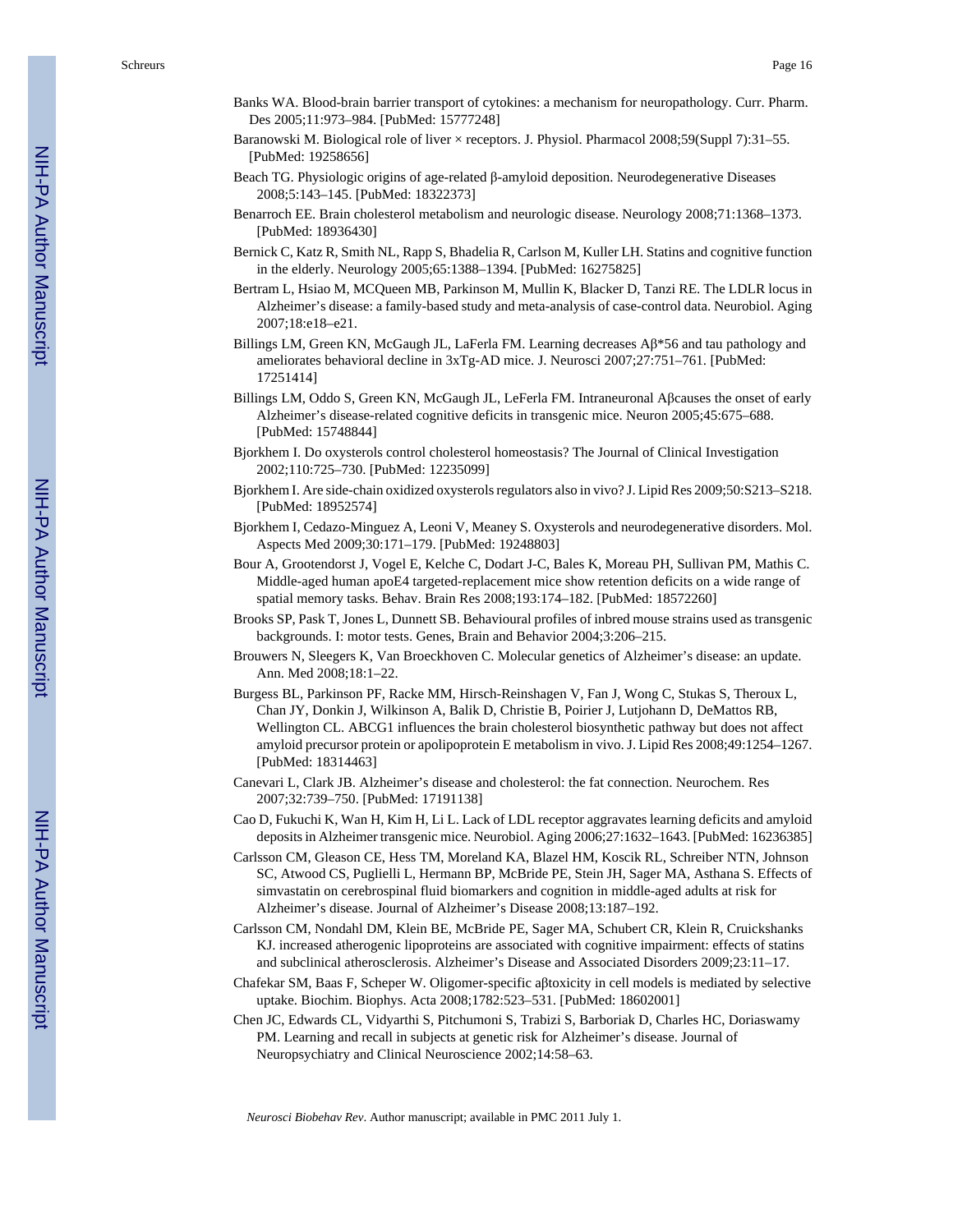Banks WA. Blood-brain barrier transport of cytokines: a mechanism for neuropathology. Curr. Pharm. Des 2005;11:973–984. [PubMed: 15777248]

Baranowski M. Biological role of liver × receptors. J. Physiol. Pharmacol 2008;59(Suppl 7):31–55. [PubMed: 19258656]

Beach TG. Physiologic origins of age-related β-amyloid deposition. Neurodegenerative Diseases 2008;5:143–145. [PubMed: 18322373]

Benarroch EE. Brain cholesterol metabolism and neurologic disease. Neurology 2008;71:1368–1373. [PubMed: 18936430]

Bernick C, Katz R, Smith NL, Rapp S, Bhadelia R, Carlson M, Kuller LH. Statins and cognitive function in the elderly. Neurology 2005;65:1388–1394. [PubMed: 16275825]

Bertram L, Hsiao M, MCQueen MB, Parkinson M, Mullin K, Blacker D, Tanzi RE. The LDLR locus in Alzheimer's disease: a family-based study and meta-analysis of case-control data. Neurobiol. Aging 2007;18:e18–e21.

Billings LM, Green KN, McGaugh JL, LaFerla FM. Learning decreases Aβ*56 and tau pathology and ameliorates behavioral decline in 3xTg-AD mice. J. Neurosci 2007;27:751–761. [PubMed: 17251414]

Billings LM, Oddo S, Green KN, McGaugh JL, LeFerla FM. Intraneuronal Aβcauses the onset of early Alzheimer's disease-related cognitive deficits in transgenic mice. Neuron 2005;45:675–688. [PubMed: 15748844]

Bjorkhem I. Do oxysterols control cholesterol homeostasis? The Journal of Clinical Investigation 2002;110:725–730. [PubMed: 12235099]

Bjorkhem I. Are side-chain oxidized oxysterols regulators also in vivo? J. Lipid Res 2009;50:S213–S218. [PubMed: 18952574]

Bjorkhem I, Cedazo-Minguez A, Leoni V, Meaney S. Oxysterols and neurodegenerative disorders. Mol. Aspects Med 2009;30:171–179. [PubMed: 19248803]

Bour A, Grootendorst J, Vogel E, Kelche C, Dodart J-C, Bales K, Moreau PH, Sullivan PM, Mathis C. Middle-aged human apoE4 targeted-replacement mice show retention deficits on a wide range of spatial memory tasks. Behav. Brain Res 2008;193:174–182. [PubMed: 18572260]

Brooks SP, Pask T, Jones L, Dunnett SB. Behavioural profiles of inbred mouse strains used as transgenic backgrounds. I: motor tests. Genes, Brain and Behavior 2004;3:206–215.

Brouwers N, Sleegers K, Van Broeckhoven C. Molecular genetics of Alzheimer's disease: an update. Ann. Med 2008;18:1–22.

Burgess BL, Parkinson PF, Racke MM, Hirsch-Reinshagen V, Fan J, Wong C, Stukas S, Theroux L, Chan JY, Donkin J, Wilkinson A, Balik D, Christie B, Poirier J, Lutjohann D, DeMattos RB, Wellington CL. ABCG1 influences the brain cholesterol biosynthetic pathway but does not affect amyloid precursor protein or apolipoprotein E metabolism in vivo. J. Lipid Res 2008;49:1254–1267. [PubMed: 18314463]

Canevari L, Clark JB. Alzheimer's disease and cholesterol: the fat connection. Neurochem. Res 2007;32:739–750. [PubMed: 17191138]

Cao D, Fukuchi K, Wan H, Kim H, Li L. Lack of LDL receptor aggravates learning deficits and amyloid deposits in Alzheimer transgenic mice. Neurobiol. Aging 2006;27:1632–1643. [PubMed: 16236385]

Carlsson CM, Gleason CE, Hess TM, Moreland KA, Blazel HM, Koscik RL, Schreiber NTN, Johnson SC, Atwood CS, Puglielli L, Hermann BP, McBride PE, Stein JH, Sager MA, Asthana S. Effects of simvastatin on cerebrospinal fluid biomarkers and cognition in middle-aged adults at risk for Alzheimer's disease. Journal of Alzheimer's Disease 2008;13:187–192.

Carlsson CM, Nondahl DM, Klein BE, McBride PE, Sager MA, Schubert CR, Klein R, Cruickshanks KJ. increased atherogenic lipoproteins are associated with cognitive impairment: effects of statins and subclinical atherosclerosis. Alzheimer's Disease and Associated Disorders 2009;23:11–17.

Chafekar SM, Baas F, Scheper W. Oligomer-specific aβtoxicity in cell models is mediated by selective uptake. Biochim. Biophys. Acta 2008;1782:523–531. [PubMed: 18602001]

Chen JC, Edwards CL, Vidyarthi S, Pitchumoni S, Trabizi S, Barboriak D, Charles HC, Doriaswamy PM. Learning and recall in subjects at genetic risk for Alzheimer's disease. Journal of Neuropsychiatry and Clinical Neuroscience 2002;14:58–63.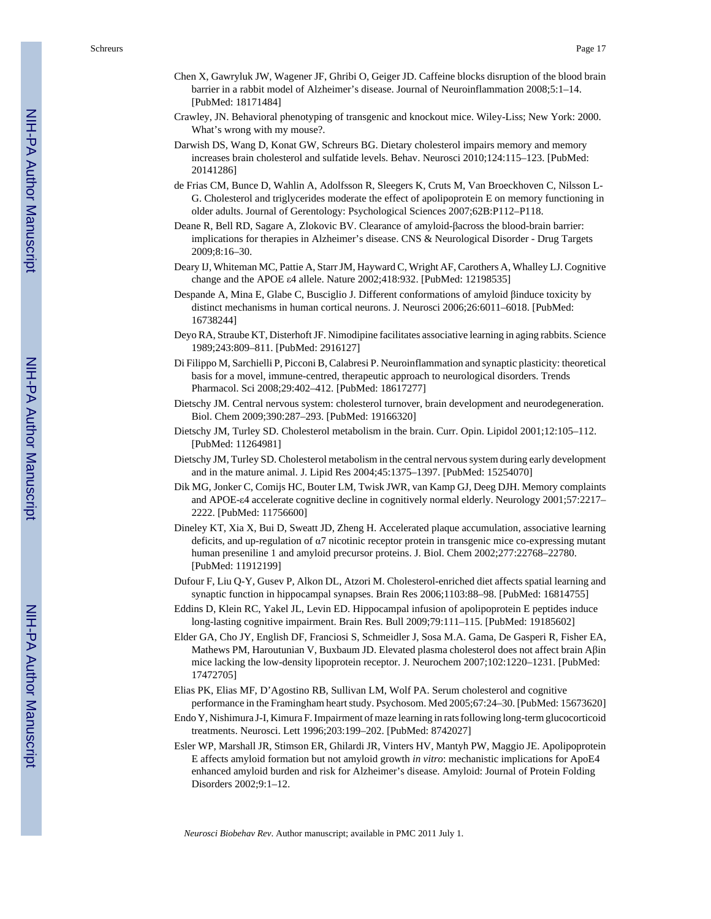Chen X, Gawryluk JW, Wagener JF, Ghribi O, Geiger JD. Caffeine blocks disruption of the blood brain barrier in a rabbit model of Alzheimer's disease. Journal of Neuroinflammation 2008;5:1–14. [PubMed: 18171484]

Crawley, JN. Behavioral phenotyping of transgenic and knockout mice. Wiley-Liss; New York: 2000. What's wrong with my mouse?.

Darwish DS, Wang D, Konat GW, Schreurs BG. Dietary cholesterol impairs memory and memory increases brain cholesterol and sulfatide levels. Behav. Neurosci 2010;124:115–123. [PubMed: 20141286]

de Frias CM, Bunce D, Wahlin A, Adolfsson R, Sleegers K, Cruts M, Van Broeckhoven C, Nilsson L-G. Cholesterol and triglycerides moderate the effect of apolipoprotein E on memory functioning in older adults. Journal of Gerentology: Psychological Sciences 2007;62B:P112–P118.

Deane R, Bell RD, Sagare A, Zlokovic BV. Clearance of amyloid-βacross the blood-brain barrier: implications for therapies in Alzheimer's disease. CNS & Neurological Disorder - Drug Targets 2009;8:16–30.

Deary IJ, Whiteman MC, Pattie A, Starr JM, Hayward C, Wright AF, Carothers A, Whalley LJ. Cognitive change and the APOE ε4 allele. Nature 2002;418:932. [PubMed: 12198535]

Despande A, Mina E, Glabe C, Busciglio J. Different conformations of amyloid βinduce toxicity by distinct mechanisms in human cortical neurons. J. Neurosci 2006;26:6011–6018. [PubMed: 16738244]

Deyo RA, Straube KT, Disterhoft JF. Nimodipine facilitates associative learning in aging rabbits. Science 1989;243:809–811. [PubMed: 2916127]

Di Filippo M, Sarchielli P, Picconi B, Calabresi P. Neuroinflammation and synaptic plasticity: theoretical basis for a movel, immune-centred, therapeutic approach to neurological disorders. Trends Pharmacol. Sci 2008;29:402–412. [PubMed: 18617277]

Dietschy JM. Central nervous system: cholesterol turnover, brain development and neurodegeneration. Biol. Chem 2009;390:287–293. [PubMed: 19166320]

Dietschy JM, Turley SD. Cholesterol metabolism in the brain. Curr. Opin. Lipidol 2001;12:105–112. [PubMed: 11264981]

Dietschy JM, Turley SD. Cholesterol metabolism in the central nervous system during early development and in the mature animal. J. Lipid Res 2004;45:1375–1397. [PubMed: 15254070]

Dik MG, Jonker C, Comijs HC, Bouter LM, Twisk JWR, van Kamp GJ, Deeg DJH. Memory complaints and APOE-ε4 accelerate cognitive decline in cognitively normal elderly. Neurology 2001;57:2217–2222. [PubMed: 11756600]

Dineley KT, Xia X, Bui D, Sweatt JD, Zheng H. Accelerated plaque accumulation, associative learning deficits, and up-regulation of α7 nicotinic receptor protein in transgenic mice co-expressing mutant human preseniline 1 and amyloid precursor proteins. J. Biol. Chem 2002;277:22768–22780. [PubMed: 11912199]

Dufour F, Liu Q-Y, Gusev P, Alkon DL, Atzori M. Cholesterol-enriched diet affects spatial learning and synaptic function in hippocampal synapses. Brain Res 2006;1103:88–98. [PubMed: 16814755]

Eddins D, Klein RC, Yakel JL, Levin ED. Hippocampal infusion of apolipoprotein E peptides induce long-lasting cognitive impairment. Brain Res. Bull 2009;79:111–115. [PubMed: 19185602]

Elder GA, Cho JY, English DF, Franciosi S, Schmeidler J, Sosa M.A. Gama, De Gasperi R, Fisher EA, Mathews PM, Haroutunian V, Buxbaum JD. Elevated plasma cholesterol does not affect brain Aβin mice lacking the low-density lipoprotein receptor. J. Neurochem 2007;102:1220–1231. [PubMed: 17472705]

Elias PK, Elias MF, D'Agostino RB, Sullivan LM, Wolf PA. Serum cholesterol and cognitive performance in the Framingham heart study. Psychosom. Med 2005;67:24–30. [PubMed: 15673620]

Endo Y, Nishimura J-I, Kimura F. Impairment of maze learning in rats following long-term glucocorticoid treatments. Neurosci. Lett 1996;203:199–202. [PubMed: 8742027]

Esler WP, Marshall JR, Stimson ER, Ghilardi JR, Vinters HV, Mantyh PW, Maggio JE. Apolipoprotein E affects amyloid formation but not amyloid growth *in vitro*: mechanistic implications for ApoE4 enhanced amyloid burden and risk for Alzheimer's disease. Amyloid: Journal of Protein Folding Disorders 2002;9:1–12.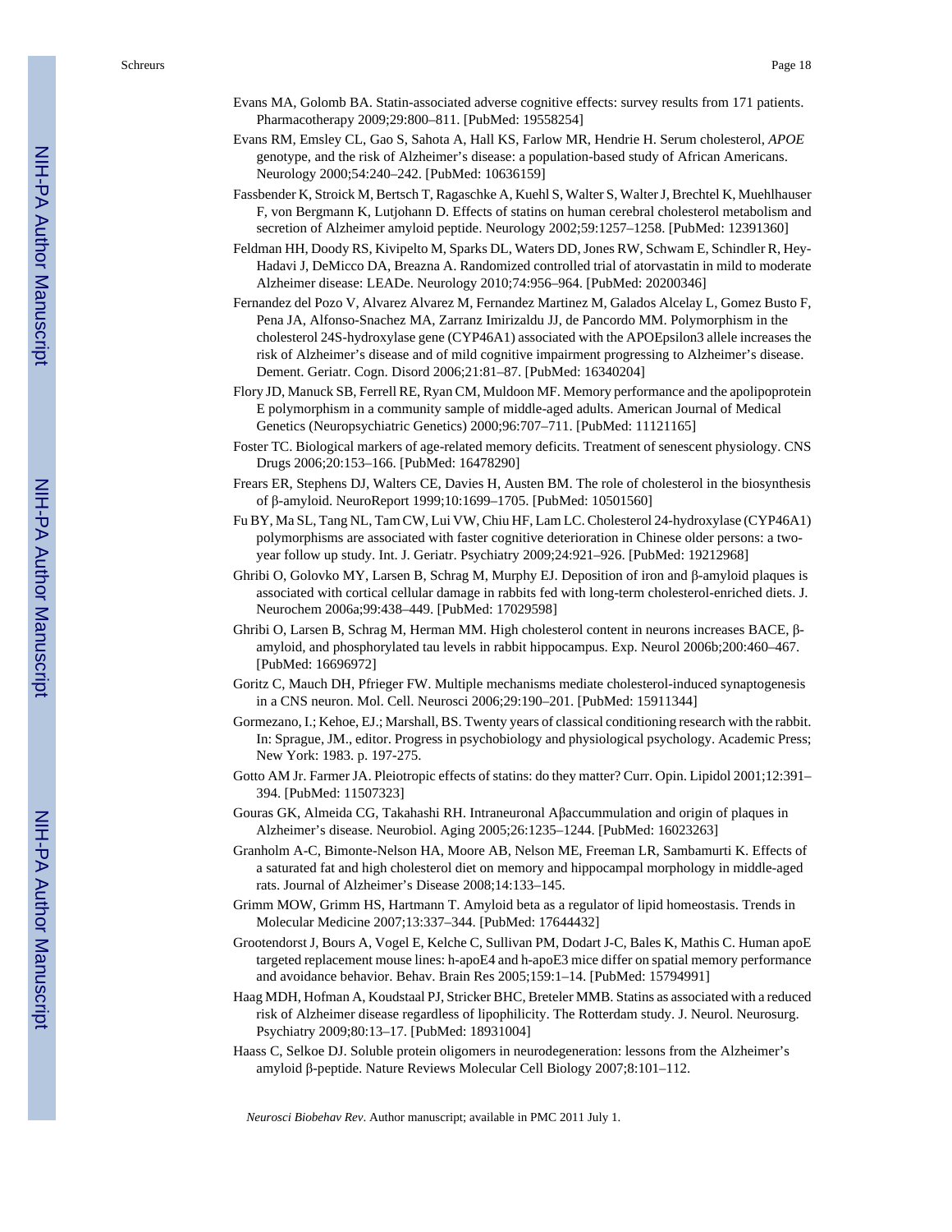Evans MA, Golomb BA. Statin-associated adverse cognitive effects: survey results from 171 patients. Pharmacotherapy 2009;29:800–811. [PubMed: 19558254]

Evans RM, Emsley CL, Gao S, Sahota A, Hall KS, Farlow MR, Hendrie H. Serum cholesterol, *APOE* genotype, and the risk of Alzheimer's disease: a population-based study of African Americans. Neurology 2000;54:240–242. [PubMed: 10636159]

Fassbender K, Stroick M, Bertsch T, Ragaschke A, Kuehl S, Walter S, Walter J, Brechtel K, Muehlhauser F, von Bergmann K, Lutjohann D. Effects of statins on human cerebral cholesterol metabolism and secretion of Alzheimer amyloid peptide. Neurology 2002;59:1257–1258. [PubMed: 12391360]

Feldman HH, Doody RS, Kivipelto M, Sparks DL, Waters DD, Jones RW, Schwam E, Schindler R, Hey-Hadavi J, DeMicco DA, Breazna A. Randomized controlled trial of atorvastatin in mild to moderate Alzheimer disease: LEADe. Neurology 2010;74:956–964. [PubMed: 20200346]

Fernandez del Pozo V, Alvarez Alvarez M, Fernandez Martinez M, Galados Alcelay L, Gomez Busto F, Pena JA, Alfonso-Snachez MA, Zarranz Imirizaldu JJ, de Pancordo MM. Polymorphism in the cholesterol 24S-hydroxylase gene (CYP46A1) associated with the APOEpsilon3 allele increases the risk of Alzheimer's disease and of mild cognitive impairment progressing to Alzheimer's disease. Dement. Geriatr. Cogn. Disord 2006;21:81–87. [PubMed: 16340204]

Flory JD, Manuck SB, Ferrell RE, Ryan CM, Muldoon MF. Memory performance and the apolipoprotein E polymorphism in a community sample of middle-aged adults. American Journal of Medical Genetics (Neuropsychiatric Genetics) 2000;96:707–711. [PubMed: 11121165]

Foster TC. Biological markers of age-related memory deficits. Treatment of senescent physiology. CNS Drugs 2006;20:153–166. [PubMed: 16478290]

Frears ER, Stephens DJ, Walters CE, Davies H, Austen BM. The role of cholesterol in the biosynthesis of β-amyloid. NeuroReport 1999;10:1699–1705. [PubMed: 10501560]

Fu BY, Ma SL, Tang NL, Tam CW, Lui VW, Chiu HF, Lam LC. Cholesterol 24-hydroxylase (CYP46A1) polymorphisms are associated with faster cognitive deterioration in Chinese older persons: a two-year follow up study. Int. J. Geriatr. Psychiatry 2009;24:921–926. [PubMed: 19212968]

Ghribi O, Golovko MY, Larsen B, Schrag M, Murphy EJ. Deposition of iron and β-amyloid plaques is associated with cortical cellular damage in rabbits fed with long-term cholesterol-enriched diets. J. Neurochem 2006a;99:438–449. [PubMed: 17029598]

Ghribi O, Larsen B, Schrag M, Herman MM. High cholesterol content in neurons increases BACE, β-amyloid, and phosphorylated tau levels in rabbit hippocampus. Exp. Neurol 2006b;200:460–467. [PubMed: 16696972]

Goritz C, Mauch DH, Pfrieger FW. Multiple mechanisms mediate cholesterol-induced synaptogenesis in a CNS neuron. Mol. Cell. Neurosci 2006;29:190–201. [PubMed: 15911344]

Gormezano, I.; Kehoe, EJ.; Marshall, BS. Twenty years of classical conditioning research with the rabbit. In: Sprague, JM., editor. Progress in psychobiology and physiological psychology. Academic Press; New York: 1983. p. 197-275.

Gotto AM Jr. Farmer JA. Pleiotropic effects of statins: do they matter? Curr. Opin. Lipidol 2001;12:391–394. [PubMed: 11507323]

Gouras GK, Almeida CG, Takahashi RH. Intraneuronal Aβaccummulation and origin of plaques in Alzheimer's disease. Neurobiol. Aging 2005;26:1235–1244. [PubMed: 16023263]

Granholm A-C, Bimonte-Nelson HA, Moore AB, Nelson ME, Freeman LR, Sambamurti K. Effects of a saturated fat and high cholesterol diet on memory and hippocampal morphology in middle-aged rats. Journal of Alzheimer's Disease 2008;14:133–145.

Grimm MOW, Grimm HS, Hartmann T. Amyloid beta as a regulator of lipid homeostasis. Trends in Molecular Medicine 2007;13:337–344. [PubMed: 17644432]

Grootendorst J, Bours A, Vogel E, Kelche C, Sullivan PM, Dodart J-C, Bales K, Mathis C. Human apoE targeted replacement mouse lines: h-apoE4 and h-apoE3 mice differ on spatial memory performance and avoidance behavior. Behav. Brain Res 2005;159:1–14. [PubMed: 15794991]

Haag MDH, Hofman A, Koudstaal PJ, Stricker BHC, Breteler MMB. Statins as associated with a reduced risk of Alzheimer disease regardless of lipophilicity. The Rotterdam study. J. Neurol. Neurosurg. Psychiatry 2009;80:13–17. [PubMed: 18931004]

Haass C, Selkoe DJ. Soluble protein oligomers in neurodegeneration: lessons from the Alzheimer's amyloid β-peptide. Nature Reviews Molecular Cell Biology 2007;8:101–112.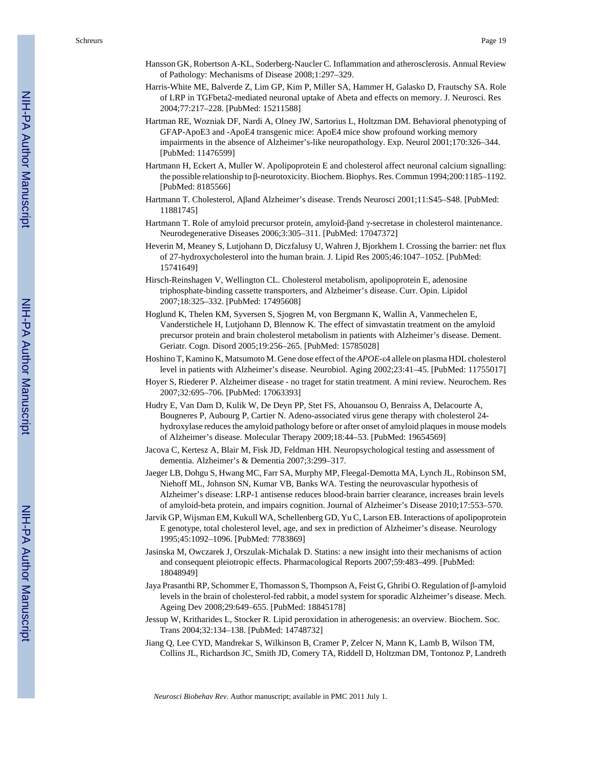Hansson GK, Robertson A-KL, Soderberg-Naucler C. Inflammation and atherosclerosis. Annual Review of Pathology: Mechanisms of Disease 2008;1:297–329.

Harris-White ME, Balverde Z, Lim GP, Kim P, Miller SA, Hammer H, Galasko D, Frautschy SA. Role of LRP in TGFbeta2-mediated neuronal uptake of Abeta and effects on memory. J. Neurosci. Res 2004;77:217–228. [PubMed: 15211588]

Hartman RE, Wozniak DF, Nardi A, Olney JW, Sartorius L, Holtzman DM. Behavioral phenotyping of GFAP-ApoE3 and -ApoE4 transgenic mice: ApoE4 mice show profound working memory impairments in the absence of Alzheimer's-like neuropathology. Exp. Neurol 2001;170:326–344. [PubMed: 11476599]

Hartmann H, Eckert A, Muller W. Apolipoprotein E and cholesterol affect neuronal calcium signalling: the possible relationship to β-neurotoxicity. Biochem. Biophys. Res. Commun 1994;200:1185–1192. [PubMed: 8185566]

Hartmann T. Cholesterol, Aβand Alzheimer's disease. Trends Neurosci 2001;11:S45–S48. [PubMed: 11881745]

Hartmann T. Role of amyloid precursor protein, amyloid-βand γ-secretase in cholesterol maintenance. Neurodegenerative Diseases 2006;3:305–311. [PubMed: 17047372]

Heverin M, Meaney S, Lutjohann D, Diczfalusy U, Wahren J, Bjorkhem I. Crossing the barrier: net flux of 27-hydroxycholesterol into the human brain. J. Lipid Res 2005;46:1047–1052. [PubMed: 15741649]

Hirsch-Reinshagen V, Wellington CL. Cholesterol metabolism, apolipoprotein E, adenosine triphosphate-binding cassette transporters, and Alzheimer's disease. Curr. Opin. Lipidol 2007;18:325–332. [PubMed: 17495608]

Hoglund K, Thelen KM, Syversen S, Sjogren M, von Bergmann K, Wallin A, Vanmechelen E, Vanderstichele H, Lutjohann D, Blennow K. The effect of simvastatin treatment on the amyloid precursor protein and brain cholesterol metabolism in patients with Alzheimer's disease. Dement. Geriatr. Cogn. Disord 2005;19:256–265. [PubMed: 15785028]

Hoshino T, Kamino K, Matsumoto M. Gene dose effect of the *APOE*-ε4 allele on plasma HDL cholesterol level in patients with Alzheimer's disease. Neurobiol. Aging 2002;23:41–45. [PubMed: 11755017]

Hoyer S, Riederer P. Alzheimer disease - no traget for statin treatment. A mini review. Neurochem. Res 2007;32:695–706. [PubMed: 17063393]

Hudry E, Van Dam D, Kulik W, De Deyn PP, Stet FS, Ahouansou O, Benraiss A, Delacourte A, Bougneres P, Aubourg P, Cartier N. Adeno-associated virus gene therapy with cholesterol 24-hydroxylase reduces the amyloid pathology before or after onset of amyloid plaques in mouse models of Alzheimer's disease. Molecular Therapy 2009;18:44–53. [PubMed: 19654569]

Jacova C, Kertesz A, Blair M, Fisk JD, Feldman HH. Neuropsychological testing and assessment of dementia. Alzheimer's & Dementia 2007;3:299–317.

Jaeger LB, Dohgu S, Hwang MC, Farr SA, Murphy MP, Fleegal-Demotta MA, Lynch JL, Robinson SM, Niehoff ML, Johnson SN, Kumar VB, Banks WA. Testing the neurovascular hypothesis of Alzheimer's disease: LRP-1 antisense reduces blood-brain barrier clearance, increases brain levels of amyloid-beta protein, and impairs cognition. Journal of Alzheimer's Disease 2010;17:553–570.

Jarvik GP, Wijsman EM, Kukull WA, Schellenberg GD, Yu C, Larson EB. Interactions of apolipoprotein E genotype, total cholesterol level, age, and sex in prediction of Alzheimer's disease. Neurology 1995;45:1092–1096. [PubMed: 7783869]

Jasinska M, Owczarek J, Orszulak-Michalak D. Statins: a new insight into their mechanisms of action and consequent pleiotropic effects. Pharmacological Reports 2007;59:483–499. [PubMed: 18048949]

Jaya Prasanthi RP, Schommer E, Thomasson S, Thompson A, Feist G, Ghribi O. Regulation of β-amyloid levels in the brain of cholesterol-fed rabbit, a model system for sporadic Alzheimer's disease. Mech. Ageing Dev 2008;29:649–655. [PubMed: 18845178]

Jessup W, Kritharides L, Stocker R. Lipid peroxidation in atherogenesis: an overview. Biochem. Soc. Trans 2004;32:134–138. [PubMed: 14748732]

Jiang Q, Lee CYD, Mandrekar S, Wilkinson B, Cramer P, Zelcer N, Mann K, Lamb B, Wilson TM, Collins JL, Richardson JC, Smith JD, Comery TA, Riddell D, Holtzman DM, Tontonoz P, Landreth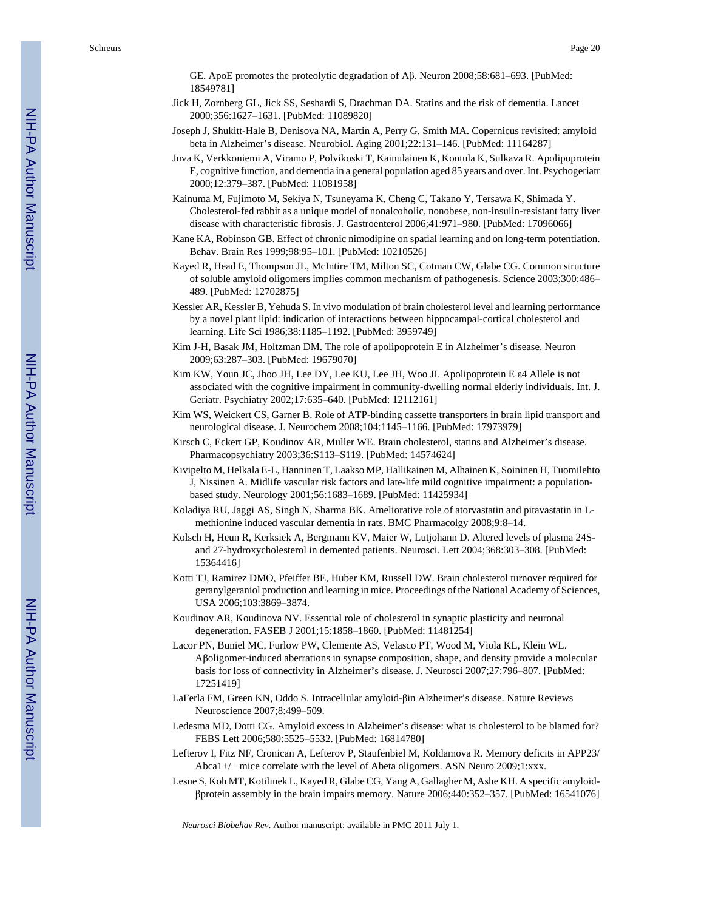GE. ApoE promotes the proteolytic degradation of Aβ. Neuron 2008;58:681–693. [PubMed: 18549781]

Jick H, Zornberg GL, Jick SS, Seshardi S, Drachman DA. Statins and the risk of dementia. Lancet 2000;356:1627–1631. [PubMed: 11089820]

Joseph J, Shukitt-Hale B, Denisova NA, Martin A, Perry G, Smith MA. Copernicus revisited: amyloid beta in Alzheimer's disease. Neurobiol. Aging 2001;22:131–146. [PubMed: 11164287]

Juva K, Verkkoniemi A, Viramo P, Polvikoski T, Kainulainen K, Kontula K, Sulkava R. Apolipoprotein E, cognitive function, and dementia in a general population aged 85 years and over. Int. Psychogeriatr 2000;12:379–387. [PubMed: 11081958]

Kainuma M, Fujimoto M, Sekiya N, Tsuneyama K, Cheng C, Takano Y, Tersawa K, Shimada Y. Cholesterol-fed rabbit as a unique model of nonalcoholic, nonobese, non-insulin-resistant fatty liver disease with characteristic fibrosis. J. Gastroenterol 2006;41:971–980. [PubMed: 17096066]

Kane KA, Robinson GB. Effect of chronic nimodipine on spatial learning and on long-term potentiation. Behav. Brain Res 1999;98:95–101. [PubMed: 10210526]

Kayed R, Head E, Thompson JL, McIntire TM, Milton SC, Cotman CW, Glabe CG. Common structure of soluble amyloid oligomers implies common mechanism of pathogenesis. Science 2003;300:486–489. [PubMed: 12702875]

Kessler AR, Kessler B, Yehuda S. In vivo modulation of brain cholesterol level and learning performance by a novel plant lipid: indication of interactions between hippocampal-cortical cholesterol and learning. Life Sci 1986;38:1185–1192. [PubMed: 3959749]

Kim J-H, Basak JM, Holtzman DM. The role of apolipoprotein E in Alzheimer's disease. Neuron 2009;63:287–303. [PubMed: 19679070]

Kim KW, Youn JC, Jhoo JH, Lee DY, Lee KU, Lee JH, Woo JI. Apolipoprotein E ε4 Allele is not associated with the cognitive impairment in community-dwelling normal elderly individuals. Int. J. Geriatr. Psychiatry 2002;17:635–640. [PubMed: 12112161]

Kim WS, Weickert CS, Garner B. Role of ATP-binding cassette transporters in brain lipid transport and neurological disease. J. Neurochem 2008;104:1145–1166. [PubMed: 17973979]

Kirsch C, Eckert GP, Koudinov AR, Muller WE. Brain cholesterol, statins and Alzheimer's disease. Pharmacopsychiatry 2003;36:S113–S119. [PubMed: 14574624]

Kivipelto M, Helkala E-L, Hanninen T, Laakso MP, Hallikainen M, Alhainen K, Soininen H, Tuomilehto J, Nissinen A. Midlife vascular risk factors and late-life mild cognitive impairment: a population-based study. Neurology 2001;56:1683–1689. [PubMed: 11425934]

Koladiya RU, Jaggi AS, Singh N, Sharma BK. Ameliorative role of atorvastatin and pitavastatin in L-methionine induced vascular dementia in rats. BMC Pharmacolgy 2008;9:8–14.

Kolsch H, Heun R, Kerksiek A, Bergmann KV, Maier W, Lutjohann D. Altered levels of plasma 24S- and 27-hydroxycholesterol in demented patients. Neurosci. Lett 2004;368:303–308. [PubMed: 15364416]

Kotti TJ, Ramirez DMO, Pfeiffer BE, Huber KM, Russell DW. Brain cholesterol turnover required for geranylgeraniol production and learning in mice. Proceedings of the National Academy of Sciences, USA 2006;103:3869–3874.

Koudinov AR, Koudinova NV. Essential role of cholesterol in synaptic plasticity and neuronal degeneration. FASEB J 2001;15:1858–1860. [PubMed: 11481254]

Lacor PN, Buniel MC, Furlow PW, Clemente AS, Velasco PT, Wood M, Viola KL, Klein WL. Aβoligomer-induced aberrations in synapse composition, shape, and density provide a molecular basis for loss of connectivity in Alzheimer's disease. J. Neurosci 2007;27:796–807. [PubMed: 17251419]

LaFerla FM, Green KN, Oddo S. Intracellular amyloid-βin Alzheimer's disease. Nature Reviews Neuroscience 2007;8:499–509.

Ledesma MD, Dotti CG. Amyloid excess in Alzheimer's disease: what is cholesterol to be blamed for? FEBS Lett 2006;580:5525–5532. [PubMed: 16814780]

Lefterov I, Fitz NF, Cronican A, Lefterov P, Staufenbiel M, Koldamova R. Memory deficits in APP23/Abca1+/− mice correlate with the level of Abeta oligomers. ASN Neuro 2009;1:xxx.

Lesne S, Koh MT, Kotilinek L, Kayed R, Glabe CG, Yang A, Gallagher M, Ashe KH. A specific amyloid-βprotein assembly in the brain impairs memory. Nature 2006;440:352–357. [PubMed: 16541076]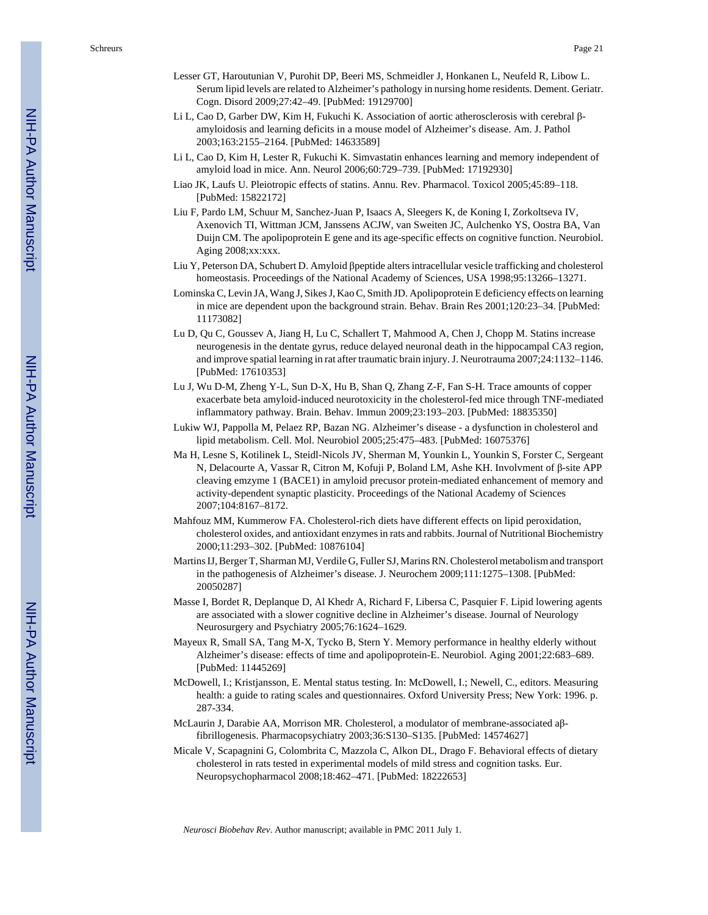Lesser GT, Haroutunian V, Purohit DP, Beeri MS, Schmeidler J, Honkanen L, Neufeld R, Libow L. Serum lipid levels are related to Alzheimer's pathology in nursing home residents. Dement. Geriatr. Cogn. Disord 2009;27:42–49. [PubMed: 19129700]

Li L, Cao D, Garber DW, Kim H, Fukuchi K. Association of aortic atherosclerosis with cerebral β-amyloidosis and learning deficits in a mouse model of Alzheimer's disease. Am. J. Pathol 2003;163:2155–2164. [PubMed: 14633589]

Li L, Cao D, Kim H, Lester R, Fukuchi K. Simvastatin enhances learning and memory independent of amyloid load in mice. Ann. Neurol 2006;60:729–739. [PubMed: 17192930]

Liao JK, Laufs U. Pleiotropic effects of statins. Annu. Rev. Pharmacol. Toxicol 2005;45:89–118. [PubMed: 15822172]

Liu F, Pardo LM, Schuur M, Sanchez-Juan P, Isaacs A, Sleegers K, de Koning I, Zorkoltseva IV, Axenovich TI, Wittman JCM, Janssens ACJW, van Sweiten JC, Aulchenko YS, Oostra BA, Van Duijn CM. The apolipoprotein E gene and its age-specific effects on cognitive function. Neurobiol. Aging 2008;xx:xxx.

Liu Y, Peterson DA, Schubert D. Amyloid βpeptide alters intracellular vesicle trafficking and cholesterol homeostasis. Proceedings of the National Academy of Sciences, USA 1998;95:13266–13271.

Lominska C, Levin JA, Wang J, Sikes J, Kao C, Smith JD. Apolipoprotein E deficiency effects on learning in mice are dependent upon the background strain. Behav. Brain Res 2001;120:23–34. [PubMed: 11173082]

Lu D, Qu C, Goussev A, Jiang H, Lu C, Schallert T, Mahmood A, Chen J, Chopp M. Statins increase neurogenesis in the dentate gyrus, reduce delayed neuronal death in the hippocampal CA3 region, and improve spatial learning in rat after traumatic brain injury. J. Neurotrauma 2007;24:1132–1146. [PubMed: 17610353]

Lu J, Wu D-M, Zheng Y-L, Sun D-X, Hu B, Shan Q, Zhang Z-F, Fan S-H. Trace amounts of copper exacerbate beta amyloid-induced neurotoxicity in the cholesterol-fed mice through TNF-mediated inflammatory pathway. Brain. Behav. Immun 2009;23:193–203. [PubMed: 18835350]

Lukiw WJ, Pappolla M, Pelaez RP, Bazan NG. Alzheimer's disease - a dysfunction in cholesterol and lipid metabolism. Cell. Mol. Neurobiol 2005;25:475–483. [PubMed: 16075376]

Ma H, Lesne S, Kotilinek L, Steidl-Nicols JV, Sherman M, Younkin L, Younkin S, Forster C, Sergeant N, Delacourte A, Vassar R, Citron M, Kofuji P, Boland LM, Ashe KH. Involvment of β-site APP cleaving emzyme 1 (BACE1) in amyloid precusor protein-mediated enhancement of memory and activity-dependent synaptic plasticity. Proceedings of the National Academy of Sciences 2007;104:8167–8172.

Mahfouz MM, Kummerow FA. Cholesterol-rich diets have different effects on lipid peroxidation, cholesterol oxides, and antioxidant enzymes in rats and rabbits. Journal of Nutritional Biochemistry 2000;11:293–302. [PubMed: 10876104]

Martins IJ, Berger T, Sharman MJ, Verdile G, Fuller SJ, Marins RN. Cholesterol metabolism and transport in the pathogenesis of Alzheimer's disease. J. Neurochem 2009;111:1275–1308. [PubMed: 20050287]

Masse I, Bordet R, Deplanque D, Al Khedr A, Richard F, Libersa C, Pasquier F. Lipid lowering agents are associated with a slower cognitive decline in Alzheimer's disease. Journal of Neurology Neurosurgery and Psychiatry 2005;76:1624–1629.

Mayeux R, Small SA, Tang M-X, Tycko B, Stern Y. Memory performance in healthy elderly without Alzheimer's disease: effects of time and apolipoprotein-E. Neurobiol. Aging 2001;22:683–689. [PubMed: 11445269]

McDowell, I.; Kristjansson, E. Mental status testing. In: McDowell, I.; Newell, C., editors. Measuring health: a guide to rating scales and questionnaires. Oxford University Press; New York: 1996. p. 287-334.

McLaurin J, Darabie AA, Morrison MR. Cholesterol, a modulator of membrane-associated aβ-fibrillogenesis. Pharmacopsychiatry 2003;36:S130–S135. [PubMed: 14574627]

Micale V, Scapagnini G, Colombrita C, Mazzola C, Alkon DL, Drago F. Behavioral effects of dietary cholesterol in rats tested in experimental models of mild stress and cognition tasks. Eur. Neuropsychopharmacol 2008;18:462–471. [PubMed: 18222653]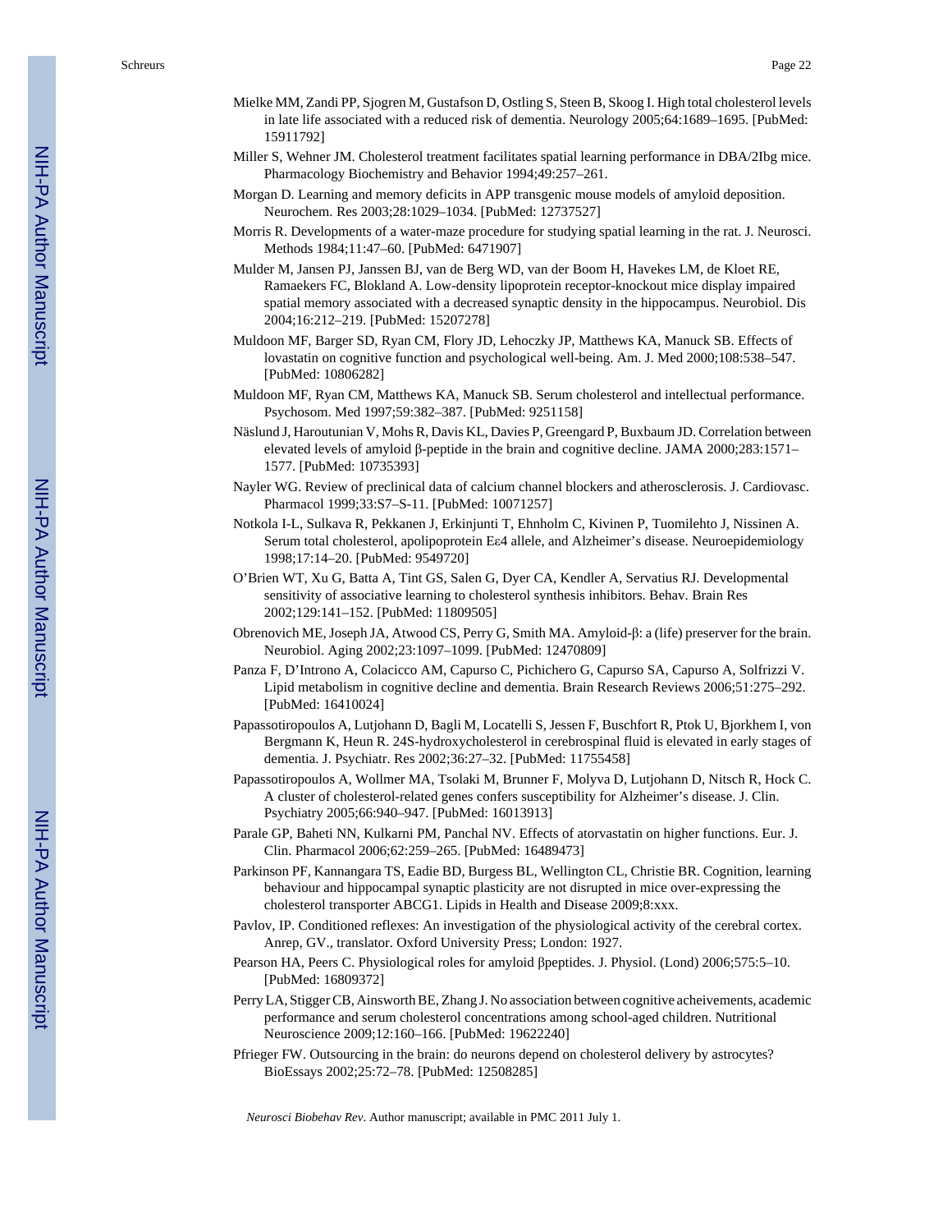Mielke MM, Zandi PP, Sjogren M, Gustafson D, Ostling S, Steen B, Skoog I. High total cholesterol levels in late life associated with a reduced risk of dementia. Neurology 2005;64:1689–1695. [PubMed: 15911792]

Miller S, Wehner JM. Cholesterol treatment facilitates spatial learning performance in DBA/2Ibg mice. Pharmacology Biochemistry and Behavior 1994;49:257–261.

Morgan D. Learning and memory deficits in APP transgenic mouse models of amyloid deposition. Neurochem. Res 2003;28:1029–1034. [PubMed: 12737527]

Morris R. Developments of a water-maze procedure for studying spatial learning in the rat. J. Neurosci. Methods 1984;11:47–60. [PubMed: 6471907]

Mulder M, Jansen PJ, Janssen BJ, van de Berg WD, van der Boom H, Havekes LM, de Kloet RE, Ramaekers FC, Blokland A. Low-density lipoprotein receptor-knockout mice display impaired spatial memory associated with a decreased synaptic density in the hippocampus. Neurobiol. Dis 2004;16:212–219. [PubMed: 15207278]

Muldoon MF, Barger SD, Ryan CM, Flory JD, Lehoczky JP, Matthews KA, Manuck SB. Effects of lovastatin on cognitive function and psychological well-being. Am. J. Med 2000;108:538–547. [PubMed: 10806282]

Muldoon MF, Ryan CM, Matthews KA, Manuck SB. Serum cholesterol and intellectual performance. Psychosom. Med 1997;59:382–387. [PubMed: 9251158]

Näslund J, Haroutunian V, Mohs R, Davis KL, Davies P, Greengard P, Buxbaum JD. Correlation between elevated levels of amyloid β-peptide in the brain and cognitive decline. JAMA 2000;283:1571–1577. [PubMed: 10735393]

Nayler WG. Review of preclinical data of calcium channel blockers and atherosclerosis. J. Cardiovasc. Pharmacol 1999;33:S7–S-11. [PubMed: 10071257]

Notkola I-L, Sulkava R, Pekkanen J, Erkinjunti T, Ehnholm C, Kivinen P, Tuomilehto J, Nissinen A. Serum total cholesterol, apolipoprotein Eε4 allele, and Alzheimer's disease. Neuroepidemiology 1998;17:14–20. [PubMed: 9549720]

O'Brien WT, Xu G, Batta A, Tint GS, Salen G, Dyer CA, Kendler A, Servatius RJ. Developmental sensitivity of associative learning to cholesterol synthesis inhibitors. Behav. Brain Res 2002;129:141–152. [PubMed: 11809505]

Obrenovich ME, Joseph JA, Atwood CS, Perry G, Smith MA. Amyloid-β: a (life) preserver for the brain. Neurobiol. Aging 2002;23:1097–1099. [PubMed: 12470809]

Panza F, D'Introno A, Colacicco AM, Capurso C, Pichichero G, Capurso SA, Capurso A, Solfrizzi V. Lipid metabolism in cognitive decline and dementia. Brain Research Reviews 2006;51:275–292. [PubMed: 16410024]

Papassotiropoulos A, Lutjohann D, Bagli M, Locatelli S, Jessen F, Buschfort R, Ptok U, Bjorkhem I, von Bergmann K, Heun R. 24S-hydroxycholesterol in cerebrospinal fluid is elevated in early stages of dementia. J. Psychiatr. Res 2002;36:27–32. [PubMed: 11755458]

Papassotiropoulos A, Wollmer MA, Tsolaki M, Brunner F, Molyva D, Lutjohann D, Nitsch R, Hock C. A cluster of cholesterol-related genes confers susceptibility for Alzheimer's disease. J. Clin. Psychiatry 2005;66:940–947. [PubMed: 16013913]

Parale GP, Baheti NN, Kulkarni PM, Panchal NV. Effects of atorvastatin on higher functions. Eur. J. Clin. Pharmacol 2006;62:259–265. [PubMed: 16489473]

Parkinson PF, Kannangara TS, Eadie BD, Burgess BL, Wellington CL, Christie BR. Cognition, learning behaviour and hippocampal synaptic plasticity are not disrupted in mice over-expressing the cholesterol transporter ABCG1. Lipids in Health and Disease 2009;8:xxx.

Pavlov, IP. Conditioned reflexes: An investigation of the physiological activity of the cerebral cortex. Anrep, GV., translator. Oxford University Press; London: 1927.

Pearson HA, Peers C. Physiological roles for amyloid βpeptides. J. Physiol. (Lond) 2006;575:5–10. [PubMed: 16809372]

Perry LA, Stigger CB, Ainsworth BE, Zhang J. No association between cognitive acheivements, academic performance and serum cholesterol concentrations among school-aged children. Nutritional Neuroscience 2009;12:160–166. [PubMed: 19622240]

Pfrieger FW. Outsourcing in the brain: do neurons depend on cholesterol delivery by astrocytes? BioEssays 2002;25:72–78. [PubMed: 12508285]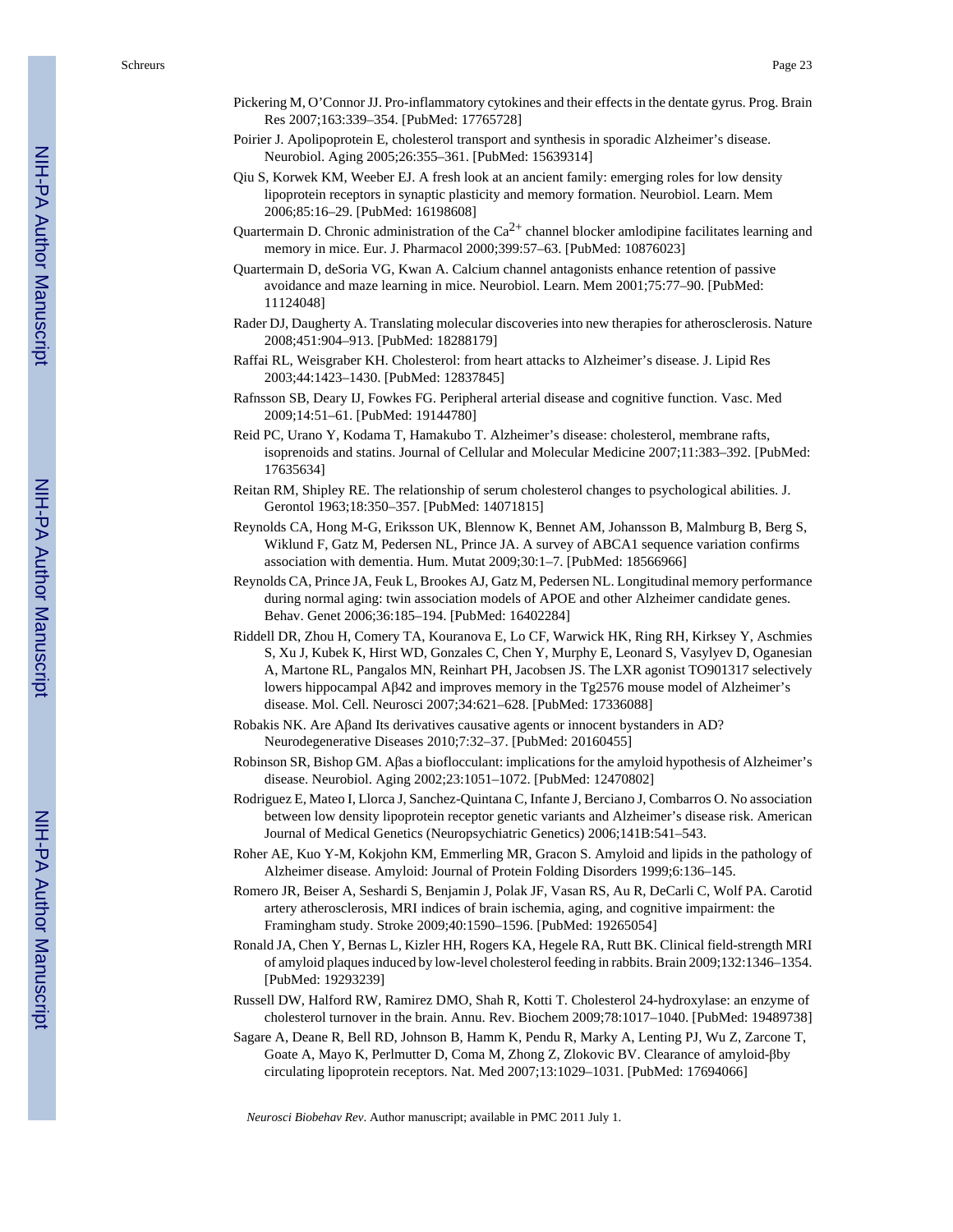Pickering M, O'Connor JJ. Pro-inflammatory cytokines and their effects in the dentate gyrus. Prog. Brain Res 2007;163:339–354. [PubMed: 17765728]

Poirier J. Apolipoprotein E, cholesterol transport and synthesis in sporadic Alzheimer's disease. Neurobiol. Aging 2005;26:355–361. [PubMed: 15639314]

Qiu S, Korwek KM, Weeber EJ. A fresh look at an ancient family: emerging roles for low density lipoprotein receptors in synaptic plasticity and memory formation. Neurobiol. Learn. Mem 2006;85:16–29. [PubMed: 16198608]

Quartermain D. Chronic administration of the $Ca^{2+}$ channel blocker amlodipine facilitates learning and memory in mice. Eur. J. Pharmacol 2000;399:57–63. [PubMed: 10876023]

Quartermain D, deSoria VG, Kwan A. Calcium channel antagonists enhance retention of passive avoidance and maze learning in mice. Neurobiol. Learn. Mem 2001;75:77–90. [PubMed: 11124048]

Rader DJ, Daugherty A. Translating molecular discoveries into new therapies for atherosclerosis. Nature 2008;451:904–913. [PubMed: 18288179]

Raffai RL, Weisgraber KH. Cholesterol: from heart attacks to Alzheimer's disease. J. Lipid Res 2003;44:1423–1430. [PubMed: 12837845]

Rafnsson SB, Deary IJ, Fowkes FG. Peripheral arterial disease and cognitive function. Vasc. Med 2009;14:51–61. [PubMed: 19144780]

Reid PC, Urano Y, Kodama T, Hamakubo T. Alzheimer's disease: cholesterol, membrane rafts, isoprenoids and statins. Journal of Cellular and Molecular Medicine 2007;11:383–392. [PubMed: 17635634]

Reitan RM, Shipley RE. The relationship of serum cholesterol changes to psychological abilities. J. Gerontol 1963;18:350–357. [PubMed: 14071815]

Reynolds CA, Hong M-G, Eriksson UK, Blennow K, Bennet AM, Johansson B, Malmburg B, Berg S, Wiklund F, Gatz M, Pedersen NL, Prince JA. A survey of ABCA1 sequence variation confirms association with dementia. Hum. Mutat 2009;30:1–7. [PubMed: 18566966]

Reynolds CA, Prince JA, Feuk L, Brookes AJ, Gatz M, Pedersen NL. Longitudinal memory performance during normal aging: twin association models of APOE and other Alzheimer candidate genes. Behav. Genet 2006;36:185–194. [PubMed: 16402284]

Riddell DR, Zhou H, Comery TA, Kouranova E, Lo CF, Warwick HK, Ring RH, Kirksey Y, Aschmies S, Xu J, Kubek K, Hirst WD, Gonzales C, Chen Y, Murphy E, Leonard S, Vasylyev D, Oganesian A, Martone RL, Pangalos MN, Reinhart PH, Jacobsen JS. The LXR agonist TO901317 selectively lowers hippocampal Aβ42 and improves memory in the Tg2576 mouse model of Alzheimer's disease. Mol. Cell. Neurosci 2007;34:621–628. [PubMed: 17336088]

Robakis NK. Are Aβand Its derivatives causative agents or innocent bystanders in AD? Neurodegenerative Diseases 2010;7:32–37. [PubMed: 20160455]

Robinson SR, Bishop GM. Aβas a bioflocculant: implications for the amyloid hypothesis of Alzheimer's disease. Neurobiol. Aging 2002;23:1051–1072. [PubMed: 12470802]

Rodriguez E, Mateo I, Llorca J, Sanchez-Quintana C, Infante J, Berciano J, Combarros O. No association between low density lipoprotein receptor genetic variants and Alzheimer's disease risk. American Journal of Medical Genetics (Neuropsychiatric Genetics) 2006;141B:541–543.

Roher AE, Kuo Y-M, Kokjohn KM, Emmerling MR, Gracon S. Amyloid and lipids in the pathology of Alzheimer disease. Amyloid: Journal of Protein Folding Disorders 1999;6:136–145.

Romero JR, Beiser A, Seshardi S, Benjamin J, Polak JF, Vasan RS, Au R, DeCarli C, Wolf PA. Carotid artery atherosclerosis, MRI indices of brain ischemia, aging, and cognitive impairment: the Framingham study. Stroke 2009;40:1590–1596. [PubMed: 19265054]

Ronald JA, Chen Y, Bernas L, Kizler HH, Rogers KA, Hegele RA, Rutt BK. Clinical field-strength MRI of amyloid plaques induced by low-level cholesterol feeding in rabbits. Brain 2009;132:1346–1354. [PubMed: 19293239]

Russell DW, Halford RW, Ramirez DMO, Shah R, Kotti T. Cholesterol 24-hydroxylase: an enzyme of cholesterol turnover in the brain. Annu. Rev. Biochem 2009;78:1017–1040. [PubMed: 19489738]

Sagare A, Deane R, Bell RD, Johnson B, Hamm K, Pendu R, Marky A, Lenting PJ, Wu Z, Zarcone T, Goate A, Mayo K, Perlmutter D, Coma M, Zhong Z, Zlokovic BV. Clearance of amyloid-βby circulating lipoprotein receptors. Nat. Med 2007;13:1029–1031. [PubMed: 17694066]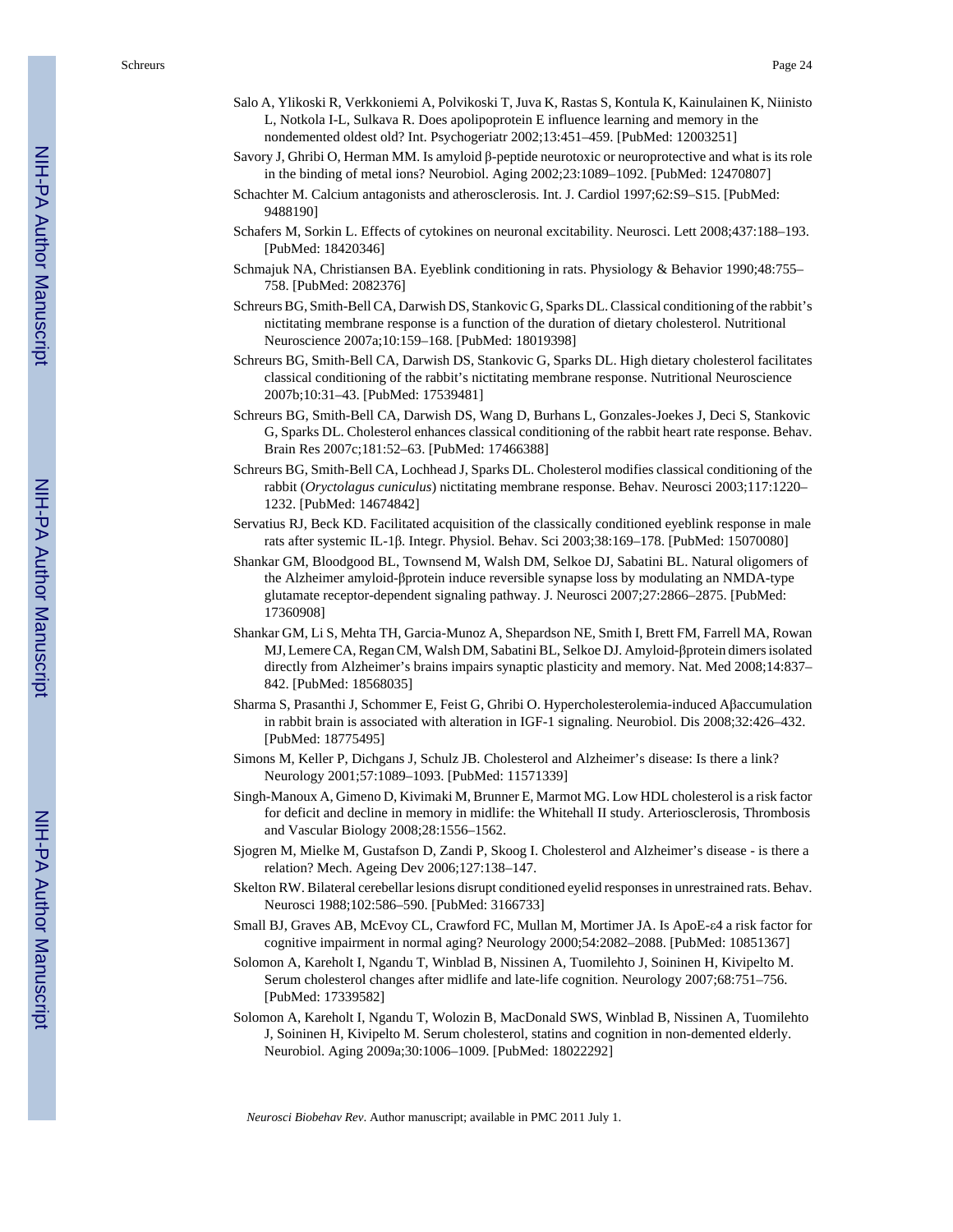Salo A, Ylikoski R, Verkkoniemi A, Polvikoski T, Juva K, Rastas S, Kontula K, Kainulainen K, Niinisto L, Notkola I-L, Sulkava R. Does apolipoprotein E influence learning and memory in the nondemented oldest old? Int. Psychogeriatr 2002;13:451–459. [PubMed: 12003251]

Savory J, Ghribi O, Herman MM. Is amyloid β-peptide neurotoxic or neuroprotective and what is its role in the binding of metal ions? Neurobiol. Aging 2002;23:1089–1092. [PubMed: 12470807]

Schachter M. Calcium antagonists and atherosclerosis. Int. J. Cardiol 1997;62:S9–S15. [PubMed: 9488190]

Schafers M, Sorkin L. Effects of cytokines on neuronal excitability. Neurosci. Lett 2008;437:188–193. [PubMed: 18420346]

Schmajuk NA, Christiansen BA. Eyeblink conditioning in rats. Physiology & Behavior 1990;48:755–758. [PubMed: 2082376]

Schreurs BG, Smith-Bell CA, Darwish DS, Stankovic G, Sparks DL. Classical conditioning of the rabbit's nictitating membrane response is a function of the duration of dietary cholesterol. Nutritional Neuroscience 2007a;10:159–168. [PubMed: 18019398]

Schreurs BG, Smith-Bell CA, Darwish DS, Stankovic G, Sparks DL. High dietary cholesterol facilitates classical conditioning of the rabbit's nictitating membrane response. Nutritional Neuroscience 2007b;10:31–43. [PubMed: 17539481]

Schreurs BG, Smith-Bell CA, Darwish DS, Wang D, Burhans L, Gonzales-Joekes J, Deci S, Stankovic G, Sparks DL. Cholesterol enhances classical conditioning of the rabbit heart rate response. Behav. Brain Res 2007c;181:52–63. [PubMed: 17466388]

Schreurs BG, Smith-Bell CA, Lochhead J, Sparks DL. Cholesterol modifies classical conditioning of the rabbit (*Oryctolagus cuniculus*) nictitating membrane response. Behav. Neurosci 2003;117:1220–1232. [PubMed: 14674842]

Servatius RJ, Beck KD. Facilitated acquisition of the classically conditioned eyeblink response in male rats after systemic IL-1β. Integr. Physiol. Behav. Sci 2003;38:169–178. [PubMed: 15070080]

Shankar GM, Bloodgood BL, Townsend M, Walsh DM, Selkoe DJ, Sabatini BL. Natural oligomers of the Alzheimer amyloid-βprotein induce reversible synapse loss by modulating an NMDA-type glutamate receptor-dependent signaling pathway. J. Neurosci 2007;27:2866–2875. [PubMed: 17360908]

Shankar GM, Li S, Mehta TH, Garcia-Munoz A, Shepardson NE, Smith I, Brett FM, Farrell MA, Rowan MJ, Lemere CA, Regan CM, Walsh DM, Sabatini BL, Selkoe DJ. Amyloid-βprotein dimers isolated directly from Alzheimer's brains impairs synaptic plasticity and memory. Nat. Med 2008;14:837–842. [PubMed: 18568035]

Sharma S, Prasanthi J, Schommer E, Feist G, Ghribi O. Hypercholesterolemia-induced Aβaccumulation in rabbit brain is associated with alteration in IGF-1 signaling. Neurobiol. Dis 2008;32:426–432. [PubMed: 18775495]

Simons M, Keller P, Dichgans J, Schulz JB. Cholesterol and Alzheimer's disease: Is there a link? Neurology 2001;57:1089–1093. [PubMed: 11571339]

Singh-Manoux A, Gimeno D, Kivimaki M, Brunner E, Marmot MG. Low HDL cholesterol is a risk factor for deficit and decline in memory in midlife: the Whitehall II study. Arteriosclerosis, Thrombosis and Vascular Biology 2008;28:1556–1562.

Sjogren M, Mielke M, Gustafson D, Zandi P, Skoog I. Cholesterol and Alzheimer's disease - is there a relation? Mech. Ageing Dev 2006;127:138–147.

Skelton RW. Bilateral cerebellar lesions disrupt conditioned eyelid responses in unrestrained rats. Behav. Neurosci 1988;102:586–590. [PubMed: 3166733]

Small BJ, Graves AB, McEvoy CL, Crawford FC, Mullan M, Mortimer JA. Is ApoE-ε4 a risk factor for cognitive impairment in normal aging? Neurology 2000;54:2082–2088. [PubMed: 10851367]

Solomon A, Kareholt I, Ngandu T, Winblad B, Nissinen A, Tuomilehto J, Soininen H, Kivipelto M. Serum cholesterol changes after midlife and late-life cognition. Neurology 2007;68:751–756. [PubMed: 17339582]

Solomon A, Kareholt I, Ngandu T, Wolozin B, MacDonald SWS, Winblad B, Nissinen A, Tuomilehto J, Soininen H, Kivipelto M. Serum cholesterol, statins and cognition in non-demented elderly. Neurobiol. Aging 2009a;30:1006–1009. [PubMed: 18022292]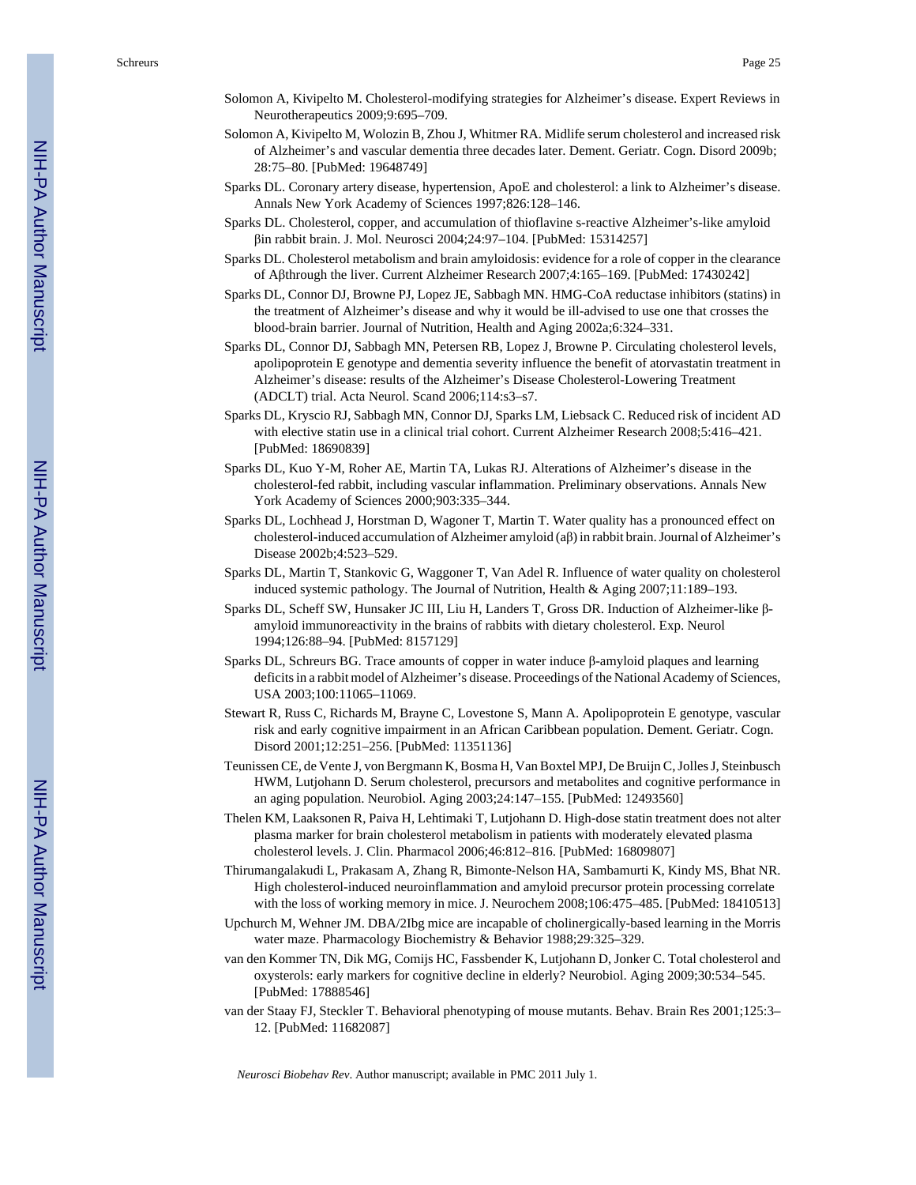Solomon A, Kivipelto M. Cholesterol-modifying strategies for Alzheimer's disease. Expert Reviews in Neurotherapeutics 2009;9:695–709.

Solomon A, Kivipelto M, Wolozin B, Zhou J, Whitmer RA. Midlife serum cholesterol and increased risk of Alzheimer's and vascular dementia three decades later. Dement. Geriatr. Cogn. Disord 2009b; 28:75–80. [PubMed: 19648749]

Sparks DL. Coronary artery disease, hypertension, ApoE and cholesterol: a link to Alzheimer's disease. Annals New York Academy of Sciences 1997;826:128–146.

Sparks DL. Cholesterol, copper, and accumulation of thioflavine s-reactive Alzheimer's-like amyloid βin rabbit brain. J. Mol. Neurosci 2004;24:97–104. [PubMed: 15314257]

Sparks DL. Cholesterol metabolism and brain amyloidosis: evidence for a role of copper in the clearance of Aβthrough the liver. Current Alzheimer Research 2007;4:165–169. [PubMed: 17430242]

Sparks DL, Connor DJ, Browne PJ, Lopez JE, Sabbagh MN. HMG-CoA reductase inhibitors (statins) in the treatment of Alzheimer's disease and why it would be ill-advised to use one that crosses the blood-brain barrier. Journal of Nutrition, Health and Aging 2002a;6:324–331.

Sparks DL, Connor DJ, Sabbagh MN, Petersen RB, Lopez J, Browne P. Circulating cholesterol levels, apolipoprotein E genotype and dementia severity influence the benefit of atorvastatin treatment in Alzheimer's disease: results of the Alzheimer's Disease Cholesterol-Lowering Treatment (ADCLT) trial. Acta Neurol. Scand 2006;114:s3–s7.

Sparks DL, Kryscio RJ, Sabbagh MN, Connor DJ, Sparks LM, Liebsack C. Reduced risk of incident AD with elective statin use in a clinical trial cohort. Current Alzheimer Research 2008;5:416–421. [PubMed: 18690839]

Sparks DL, Kuo Y-M, Roher AE, Martin TA, Lukas RJ. Alterations of Alzheimer's disease in the cholesterol-fed rabbit, including vascular inflammation. Preliminary observations. Annals New York Academy of Sciences 2000;903:335–344.

Sparks DL, Lochhead J, Horstman D, Wagoner T, Martin T. Water quality has a pronounced effect on cholesterol-induced accumulation of Alzheimer amyloid (aβ) in rabbit brain. Journal of Alzheimer's Disease 2002b;4:523–529.

Sparks DL, Martin T, Stankovic G, Waggoner T, Van Adel R. Influence of water quality on cholesterol induced systemic pathology. The Journal of Nutrition, Health & Aging 2007;11:189–193.

Sparks DL, Scheff SW, Hunsaker JC III, Liu H, Landers T, Gross DR. Induction of Alzheimer-like β-amyloid immunoreactivity in the brains of rabbits with dietary cholesterol. Exp. Neurol 1994;126:88–94. [PubMed: 8157129]

Sparks DL, Schreurs BG. Trace amounts of copper in water induce β-amyloid plaques and learning deficits in a rabbit model of Alzheimer's disease. Proceedings of the National Academy of Sciences, USA 2003;100:11065–11069.

Stewart R, Russ C, Richards M, Brayne C, Lovestone S, Mann A. Apolipoprotein E genotype, vascular risk and early cognitive impairment in an African Caribbean population. Dement. Geriatr. Cogn. Disord 2001;12:251–256. [PubMed: 11351136]

Teunissen CE, de Vente J, von Bergmann K, Bosma H, Van Boxtel MPJ, De Bruijn C, Jolles J, Steinbusch HWM, Lutjohann D. Serum cholesterol, precursors and metabolites and cognitive performance in an aging population. Neurobiol. Aging 2003;24:147–155. [PubMed: 12493560]

Thelen KM, Laaksonen R, Paiva H, Lehtimaki T, Lutjohann D. High-dose statin treatment does not alter plasma marker for brain cholesterol metabolism in patients with moderately elevated plasma cholesterol levels. J. Clin. Pharmacol 2006;46:812–816. [PubMed: 16809807]

Thirumangalakudi L, Prakasam A, Zhang R, Bimonte-Nelson HA, Sambamurti K, Kindy MS, Bhat NR. High cholesterol-induced neuroinflammation and amyloid precursor protein processing correlate with the loss of working memory in mice. J. Neurochem 2008;106:475–485. [PubMed: 18410513]

Upchurch M, Wehner JM. DBA/2Ibg mice are incapable of cholinergically-based learning in the Morris water maze. Pharmacology Biochemistry & Behavior 1988;29:325–329.

van den Kommer TN, Dik MG, Comijs HC, Fassbender K, Lutjohann D, Jonker C. Total cholesterol and oxysterols: early markers for cognitive decline in elderly? Neurobiol. Aging 2009;30:534–545. [PubMed: 17888546]

van der Staay FJ, Steckler T. Behavioral phenotyping of mouse mutants. Behav. Brain Res 2001;125:3–12. [PubMed: 11682087]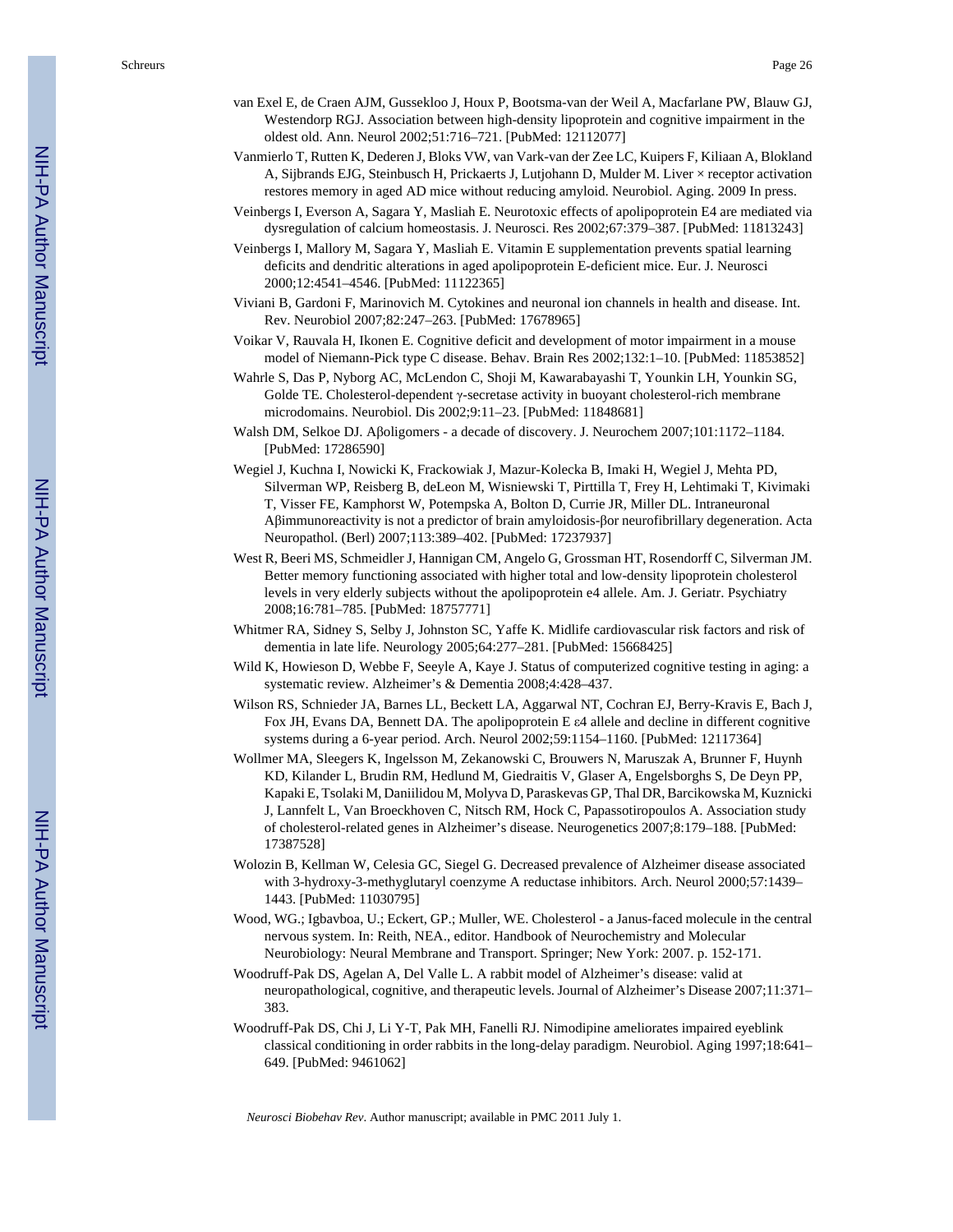van Exel E, de Craen AJM, Gussekloo J, Houx P, Bootsma-van der Weil A, Macfarlane PW, Blauw GJ, Westendorp RGJ. Association between high-density lipoprotein and cognitive impairment in the oldest old. Ann. Neurol 2002;51:716–721. [PubMed: 12112077]

Vanmierlo T, Rutten K, Dederen J, Bloks VW, van Vark-van der Zee LC, Kuipers F, Kiliaan A, Blokland A, Sijbrands EJG, Steinbusch H, Prickaerts J, Lutjohann D, Mulder M. Liver × receptor activation restores memory in aged AD mice without reducing amyloid. Neurobiol. Aging. 2009 In press.

Veinbergs I, Everson A, Sagara Y, Masliah E. Neurotoxic effects of apolipoprotein E4 are mediated via dysregulation of calcium homeostasis. J. Neurosci. Res 2002;67:379–387. [PubMed: 11813243]

Veinbergs I, Mallory M, Sagara Y, Masliah E. Vitamin E supplementation prevents spatial learning deficits and dendritic alterations in aged apolipoprotein E-deficient mice. Eur. J. Neurosci 2000;12:4541–4546. [PubMed: 11122365]

Viviani B, Gardoni F, Marinovich M. Cytokines and neuronal ion channels in health and disease. Int. Rev. Neurobiol 2007;82:247–263. [PubMed: 17678965]

Voikar V, Rauvala H, Ikonen E. Cognitive deficit and development of motor impairment in a mouse model of Niemann-Pick type C disease. Behav. Brain Res 2002;132:1–10. [PubMed: 11853852]

Wahrle S, Das P, Nyborg AC, McLendon C, Shoji M, Kawarabayashi T, Younkin LH, Younkin SG, Golde TE. Cholesterol-dependent γ-secretase activity in buoyant cholesterol-rich membrane microdomains. Neurobiol. Dis 2002;9:11–23. [PubMed: 11848681]

Walsh DM, Selkoe DJ. Aβoligomers - a decade of discovery. J. Neurochem 2007;101:1172–1184. [PubMed: 17286590]

Wegiel J, Kuchna I, Nowicki K, Frackowiak J, Mazur-Kolecka B, Imaki H, Wegiel J, Mehta PD, Silverman WP, Reisberg B, deLeon M, Wisniewski T, Pirttilla T, Frey H, Lehtimaki T, Kivimaki T, Visser FE, Kamphorst W, Potempska A, Bolton D, Currie JR, Miller DL. Intraneuronal Aβimmunoreactivity is not a predictor of brain amyloidosis-βor neurofibrillary degeneration. Acta Neuropathol. (Berl) 2007;113:389–402. [PubMed: 17237937]

West R, Beeri MS, Schmeidler J, Hannigan CM, Angelo G, Grossman HT, Rosendorff C, Silverman JM. Better memory functioning associated with higher total and low-density lipoprotein cholesterol levels in very elderly subjects without the apolipoprotein e4 allele. Am. J. Geriatr. Psychiatry 2008;16:781–785. [PubMed: 18757771]

Whitmer RA, Sidney S, Selby J, Johnston SC, Yaffe K. Midlife cardiovascular risk factors and risk of dementia in late life. Neurology 2005;64:277–281. [PubMed: 15668425]

Wild K, Howieson D, Webbe F, Seeyle A, Kaye J. Status of computerized cognitive testing in aging: a systematic review. Alzheimer's & Dementia 2008;4:428–437.

Wilson RS, Schnieder JA, Barnes LL, Beckett LA, Aggarwal NT, Cochran EJ, Berry-Kravis E, Bach J, Fox JH, Evans DA, Bennett DA. The apolipoprotein E ε4 allele and decline in different cognitive systems during a 6-year period. Arch. Neurol 2002;59:1154–1160. [PubMed: 12117364]

Wollmer MA, Sleegers K, Ingelsson M, Zekanowski C, Brouwers N, Maruszak A, Brunner F, Huynh KD, Kilander L, Brudin RM, Hedlund M, Giedraitis V, Glaser A, Engelsborghs S, De Deyn PP, Kapaki E, Tsolaki M, Daniilidou M, Molyva D, Paraskevas GP, Thal DR, Barcikowska M, Kuznicki J, Lannfelt L, Van Broeckhoven C, Nitsch RM, Hock C, Papassotiropoulos A. Association study of cholesterol-related genes in Alzheimer's disease. Neurogenetics 2007;8:179–188. [PubMed: 17387528]

Wolozin B, Kellman W, Celesia GC, Siegel G. Decreased prevalence of Alzheimer disease associated with 3-hydroxy-3-methyglutaryl coenzyme A reductase inhibitors. Arch. Neurol 2000;57:1439–1443. [PubMed: 11030795]

Wood, WG.; Igbavboa, U.; Eckert, GP.; Muller, WE. Cholesterol - a Janus-faced molecule in the central nervous system. In: Reith, NEA., editor. Handbook of Neurochemistry and Molecular Neurobiology: Neural Membrane and Transport. Springer; New York: 2007. p. 152-171.

Woodruff-Pak DS, Agelan A, Del Valle L. A rabbit model of Alzheimer's disease: valid at neuropathological, cognitive, and therapeutic levels. Journal of Alzheimer's Disease 2007;11:371–383.

Woodruff-Pak DS, Chi J, Li Y-T, Pak MH, Fanelli RJ. Nimodipine ameliorates impaired eyeblink classical conditioning in order rabbits in the long-delay paradigm. Neurobiol. Aging 1997;18:641–649. [PubMed: 9461062]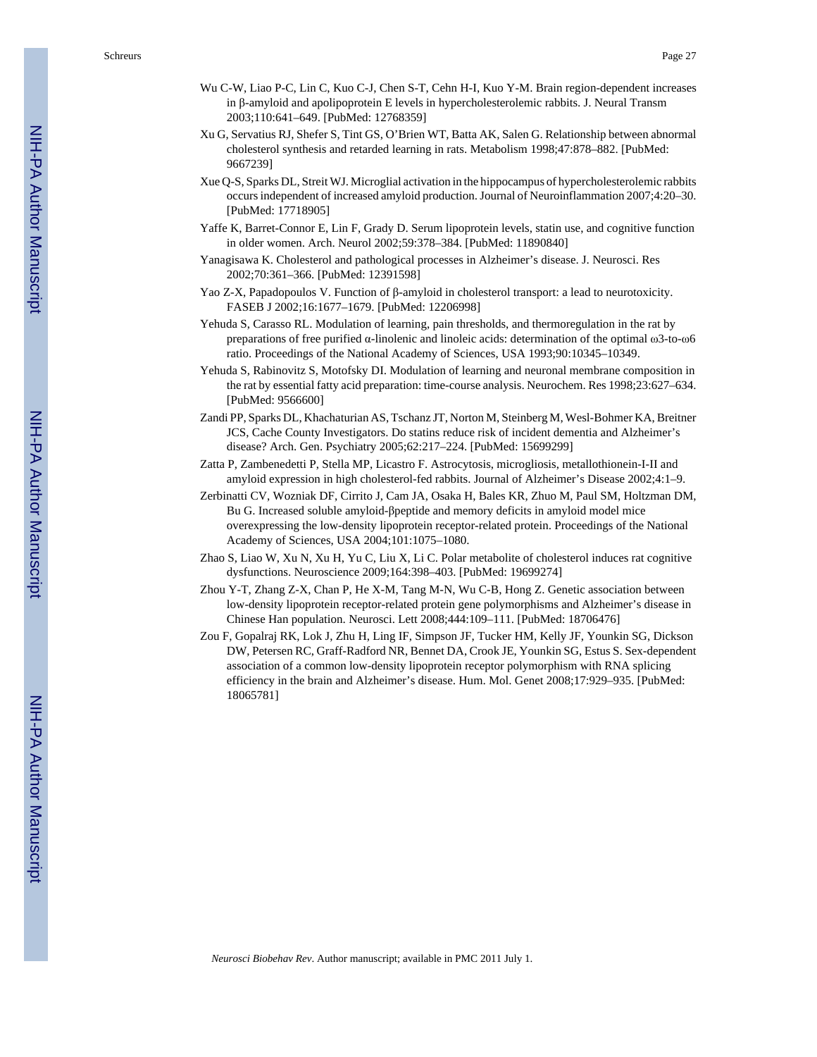Wu C-W, Liao P-C, Lin C, Kuo C-J, Chen S-T, Cehn H-I, Kuo Y-M. Brain region-dependent increases in β-amyloid and apolipoprotein E levels in hypercholesterolemic rabbits. J. Neural Transm 2003;110:641–649. [PubMed: 12768359]

Xu G, Servatius RJ, Shefer S, Tint GS, O'Brien WT, Batta AK, Salen G. Relationship between abnormal cholesterol synthesis and retarded learning in rats. Metabolism 1998;47:878–882. [PubMed: 9667239]

Xue Q-S, Sparks DL, Streit WJ. Microglial activation in the hippocampus of hypercholesterolemic rabbits occurs independent of increased amyloid production. Journal of Neuroinflammation 2007;4:20–30. [PubMed: 17718905]

Yaffe K, Barret-Connor E, Lin F, Grady D. Serum lipoprotein levels, statin use, and cognitive function in older women. Arch. Neurol 2002;59:378–384. [PubMed: 11890840]

Yanagisawa K. Cholesterol and pathological processes in Alzheimer's disease. J. Neurosci. Res 2002;70:361–366. [PubMed: 12391598]

Yao Z-X, Papadopoulos V. Function of β-amyloid in cholesterol transport: a lead to neurotoxicity. FASEB J 2002;16:1677–1679. [PubMed: 12206998]

Yehuda S, Carasso RL. Modulation of learning, pain thresholds, and thermoregulation in the rat by preparations of free purified α-linolenic and linoleic acids: determination of the optimal ω3-to-ω6 ratio. Proceedings of the National Academy of Sciences, USA 1993;90:10345–10349.

Yehuda S, Rabinovitz S, Motofsky DI. Modulation of learning and neuronal membrane composition in the rat by essential fatty acid preparation: time-course analysis. Neurochem. Res 1998;23:627–634. [PubMed: 9566600]

Zandi PP, Sparks DL, Khachaturian AS, Tschanz JT, Norton M, Steinberg M, Wesl-Bohmer KA, Breitner JCS, Cache County Investigators. Do statins reduce risk of incident dementia and Alzheimer's disease? Arch. Gen. Psychiatry 2005;62:217–224. [PubMed: 15699299]

Zatta P, Zambenedetti P, Stella MP, Licastro F. Astrocytosis, microgliosis, metallothionein-I-II and amyloid expression in high cholesterol-fed rabbits. Journal of Alzheimer's Disease 2002;4:1–9.

Zerbinatti CV, Wozniak DF, Cirrito J, Cam JA, Osaka H, Bales KR, Zhuo M, Paul SM, Holtzman DM, Bu G. Increased soluble amyloid-βpeptide and memory deficits in amyloid model mice overexpressing the low-density lipoprotein receptor-related protein. Proceedings of the National Academy of Sciences, USA 2004;101:1075–1080.

Zhao S, Liao W, Xu N, Xu H, Yu C, Liu X, Li C. Polar metabolite of cholesterol induces rat cognitive dysfunctions. Neuroscience 2009;164:398–403. [PubMed: 19699274]

Zhou Y-T, Zhang Z-X, Chan P, He X-M, Tang M-N, Wu C-B, Hong Z. Genetic association between low-density lipoprotein receptor-related protein gene polymorphisms and Alzheimer's disease in Chinese Han population. Neurosci. Lett 2008;444:109–111. [PubMed: 18706476]

Zou F, Gopalraj RK, Lok J, Zhu H, Ling IF, Simpson JF, Tucker HM, Kelly JF, Younkin SG, Dickson DW, Petersen RC, Graff-Radford NR, Bennet DA, Crook JE, Younkin SG, Estus S. Sex-dependent association of a common low-density lipoprotein receptor polymorphism with RNA splicing efficiency in the brain and Alzheimer's disease. Hum. Mol. Genet 2008;17:929–935. [PubMed: 18065781]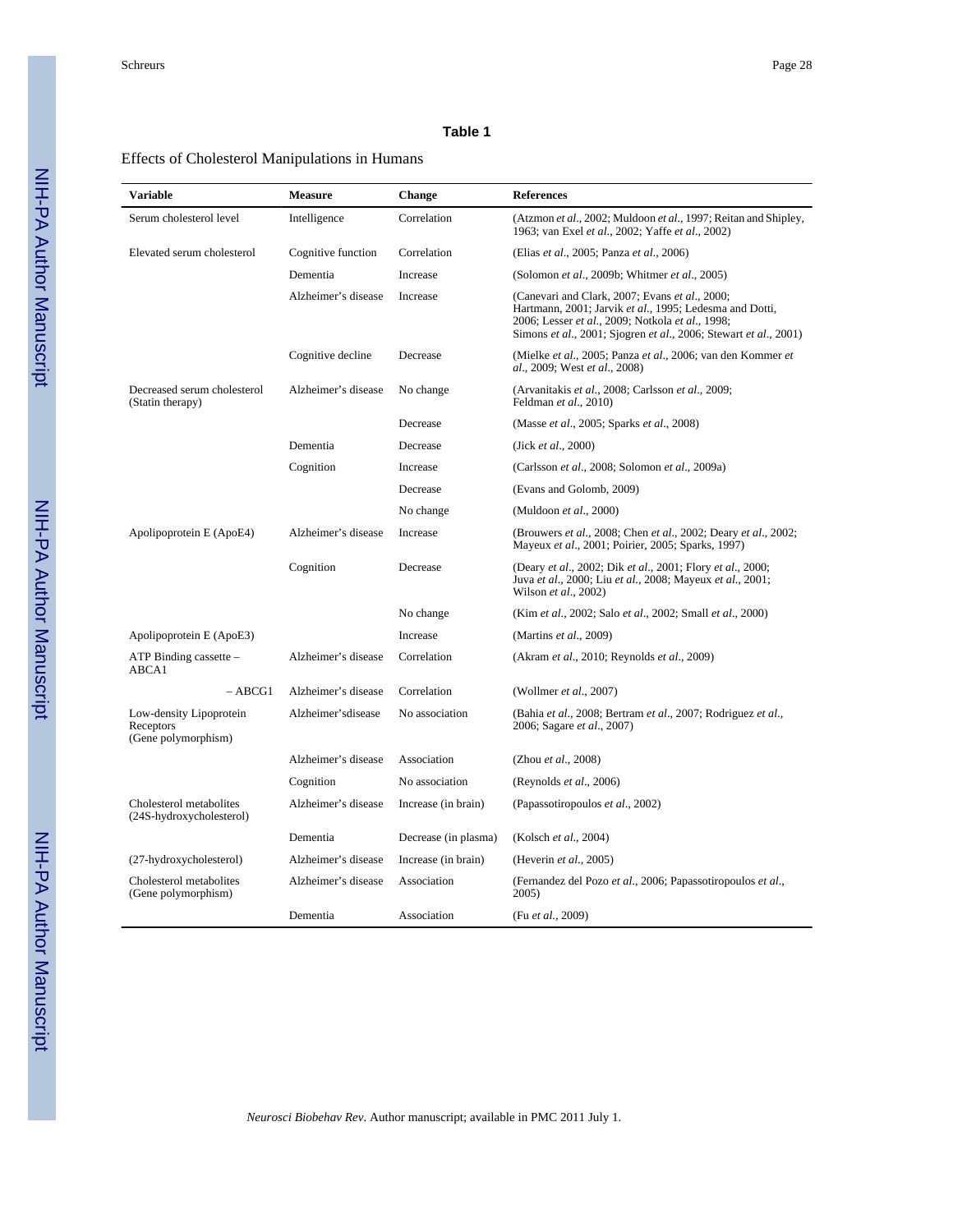**Table 1**

Effects of Cholesterol Manipulations in Humans

| Variable | Measure | Change | References |
|---|---|---|---|
| Serum cholesterol level | Intelligence | Correlation | (Atzmon *et al*., 2002; Muldoon *et al*., 1997; Reitan and Shipley, 1963; van Exel *et al*., 2002; Yaffe *et al*., 2002) |
| Elevated serum cholesterol | Cognitive function | Correlation | (Elias *et al*., 2005; Panza *et al*., 2006) |
| | Dementia | Increase | (Solomon *et al*., 2009b; Whitmer *et al*., 2005) |
| | Alzheimer's disease | Increase | (Canevari and Clark, 2007; Evans *et al*., 2000; Hartmann, 2001; Jarvik *et al*., 1995; Ledesma and Dotti, 2006; Lesser *et al*., 2009; Notkola *et al*., 1998; Simons *et al*., 2001; Sjogren *et al*., 2006; Stewart *et al*., 2001) |
| | Cognitive decline | Decrease | (Mielke *et al*., 2005; Panza *et al*., 2006; van den Kommer *et al*., 2009; West *et al*., 2008) |
| Decreased serum cholesterol (Statin therapy) | Alzheimer's disease | No change | (Arvanitakis *et al*., 2008; Carlsson *et al*., 2009; Feldman *et al*., 2010) |
| | | Decrease | (Masse *et al*., 2005; Sparks *et al*., 2008) |
| | Dementia | Decrease | (Jick *et al*., 2000) |
| | Cognition | Increase | (Carlsson *et al*., 2008; Solomon *et al*., 2009a) |
| | | Decrease | (Evans and Golomb, 2009) |
| | | No change | (Muldoon *et al*., 2000) |
| Apolipoprotein E (ApoE4) | Alzheimer's disease | Increase | (Brouwers *et al*., 2008; Chen *et al*., 2002; Deary *et al*., 2002; Mayeux *et al*., 2001; Poirier, 2005; Sparks, 1997) |
| | Cognition | Decrease | (Deary *et al*., 2002; Dik *et al*., 2001; Flory *et al*., 2000; Juva *et al*., 2000; Liu *et al*., 2008; Mayeux *et al*., 2001; Wilson *et al*., 2002) |
| | | No change | (Kim *et al*., 2002; Salo *et al*., 2002; Small *et al*., 2000) |
| Apolipoprotein E (ApoE3) | | Increase | (Martins *et al*., 2009) |
| ATP Binding cassette – ABCA1 | Alzheimer's disease | Correlation | (Akram *et al*., 2010; Reynolds *et al*., 2009) |
| – ABCG1 | Alzheimer's disease | Correlation | (Wollmer *et al*., 2007) |
| Low-density Lipoprotein Receptors (Gene polymorphism) | Alzheimer'sdisease | No association | (Bahia *et al*., 2008; Bertram *et al*., 2007; Rodriguez *et al*., 2006; Sagare *et al*., 2007) |
| | Alzheimer's disease | Association | (Zhou *et al*., 2008) |
| | Cognition | No association | (Reynolds *et al*., 2006) |
| Cholesterol metabolites (24S-hydroxycholesterol) | Alzheimer's disease | Increase (in brain) | (Papassotiropoulos *et al*., 2002) |
| | Dementia | Decrease (in plasma) | (Kolsch *et al*., 2004) |
| (27-hydroxycholesterol) | Alzheimer's disease | Increase (in brain) | (Heverin *et al*., 2005) |
| Cholesterol metabolites (Gene polymorphism) | Alzheimer's disease | Association | (Fernandez del Pozo *et al*., 2006; Papassotiropoulos *et al*., 2005) |
| | Dementia | Association | (Fu *et al*., 2009) |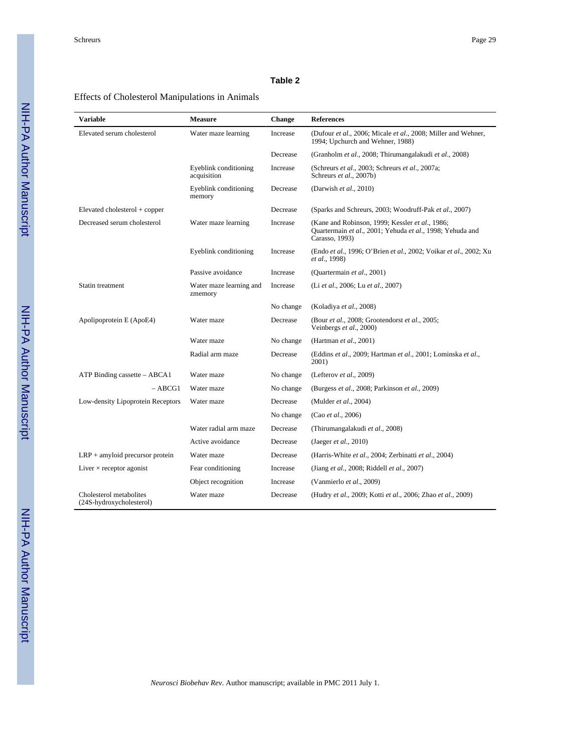**Table 2**

Effects of Cholesterol Manipulations in Animals

| Variable | Measure | Change | References |
|---|---|---|---|
| Elevated serum cholesterol | Water maze learning | Increase | (Dufour *et al*., 2006; Micale *et al*., 2008; Miller and Wehner, 1994; Upchurch and Wehner, 1988) |
| | | Decrease | (Granholm *et al*., 2008; Thirumangalakudi *et al*., 2008) |
| | Eyeblink conditioning acquisition | Increase | (Schreurs *et al*., 2003; Schreurs *et al*., 2007a; Schreurs *et al*., 2007b) |
| | Eyeblink conditioning memory | Decrease | (Darwish *et al*., 2010) |
| Elevated cholesterol + copper | | Decrease | (Sparks and Schreurs, 2003; Woodruff-Pak *et al*., 2007) |
| Decreased serum cholesterol | Water maze learning | Increase | (Kane and Robinson, 1999; Kessler *et al*., 1986; Quartermain *et al*., 2001; Yehuda *et al*., 1998; Yehuda and Carasso, 1993) |
| | Eyeblink conditioning | Increase | (Endo *et al*., 1996; O'Brien *et al*., 2002; Voikar *et al*., 2002; Xu *et al*., 1998) |
| | Passive avoidance | Increase | (Quartermain *et al*., 2001) |
| Statin treatment | Water maze learning and zmemory | Increase | (Li *et al*., 2006; Lu *et al*., 2007) |
| | | No change | (Koladiya *et al*., 2008) |
| Apolipoprotein E (ApoE4) | Water maze | Decrease | (Bour *et al*., 2008; Grootendorst *et al*., 2005; Veinbergs *et al*., 2000) |
| | Water maze | No change | (Hartman *et al*., 2001) |
| | Radial arm maze | Decrease | (Eddins *et al*., 2009; Hartman *et al*., 2001; Lominska *et al*., 2001) |
| ATP Binding cassette – ABCA1 | Water maze | No change | (Lefterov *et al*., 2009) |
| – ABCG1 | Water maze | No change | (Burgess *et al*., 2008; Parkinson *et al*., 2009) |
| Low-density Lipoprotein Receptors | Water maze | Decrease | (Mulder *et al*., 2004) |
| | | No change | (Cao *et al*., 2006) |
| | Water radial arm maze | Decrease | (Thirumangalakudi *et al*., 2008) |
| | Active avoidance | Decrease | (Jaeger *et al*., 2010) |
| LRP + amyloid precursor protein | Water maze | Decrease | (Harris-White *et al*., 2004; Zerbinatti *et al*., 2004) |
| Liver × receptor agonist | Fear conditioning | Increase | (Jiang *et al*., 2008; Riddell *et al*., 2007) |
| | Object recognition | Increase | (Vanmierlo *et al*., 2009) |
| Cholesterol metabolites (24S-hydroxycholesterol) | Water maze | Decrease | (Hudry *et al*., 2009; Kotti *et al*., 2006; Zhao *et al*., 2009) |